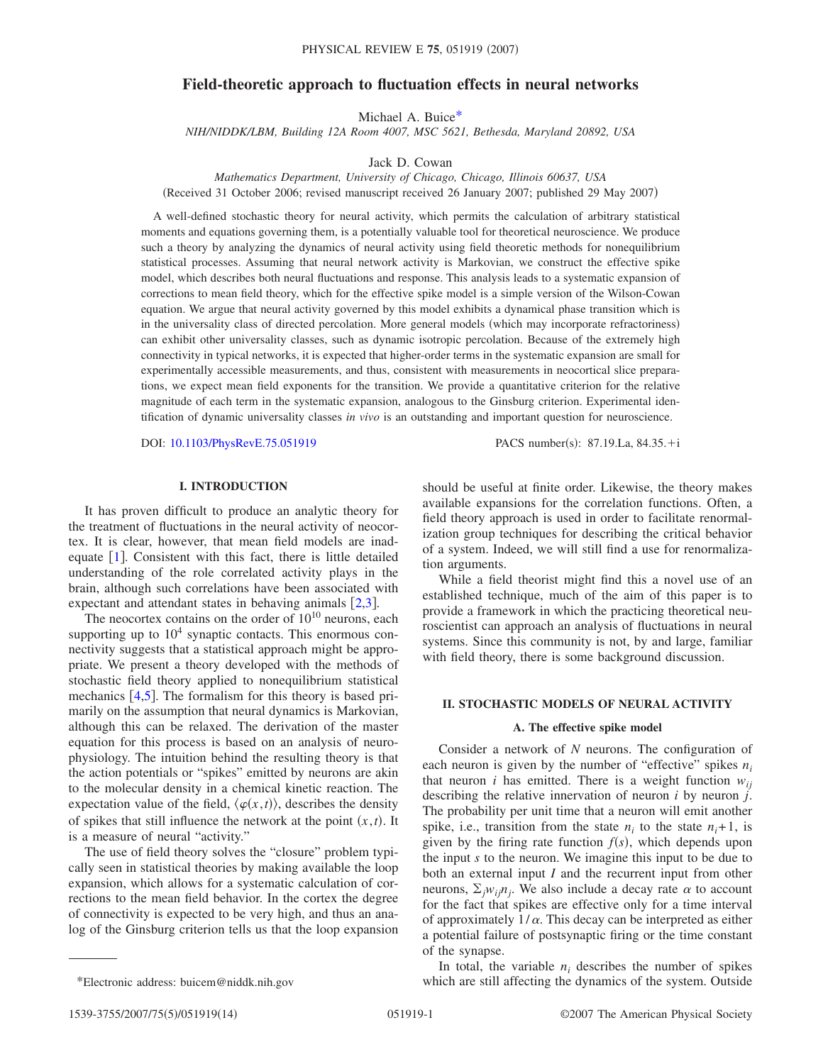# Field-theoretic approach to fluctuation effects in neural networks

Michael A. Buice*

*NIH/NIDDK/LBM, Building 12A Room 4007, MSC 5621, Bethesda, Maryland 20892, USA*

Jack D. Cowan

*Mathematics Department, University of Chicago, Chicago, Illinois 60637, USA*

(Received 31 October 2006; revised manuscript received 26 January 2007; published 29 May 2007)

A well-defined stochastic theory for neural activity, which permits the calculation of arbitrary statistical moments and equations governing them, is a potentially valuable tool for theoretical neuroscience. We produce such a theory by analyzing the dynamics of neural activity using field theoretic methods for nonequilibrium statistical processes. Assuming that neural network activity is Markovian, we construct the effective spike model, which describes both neural fluctuations and response. This analysis leads to a systematic expansion of corrections to mean field theory, which for the effective spike model is a simple version of the Wilson-Cowan equation. We argue that neural activity governed by this model exhibits a dynamical phase transition which is in the universality class of directed percolation. More general models (which may incorporate refractoriness) can exhibit other universality classes, such as dynamic isotropic percolation. Because of the extremely high connectivity in typical networks, it is expected that higher-order terms in the systematic expansion are small for experimentally accessible measurements, and thus, consistent with measurements in neocortical slice preparations, we expect mean field exponents for the transition. We provide a quantitative criterion for the relative magnitude of each term in the systematic expansion, analogous to the Ginsburg criterion. Experimental identification of dynamic universality classes *in vivo* is an outstanding and important question for neuroscience.

DOI: 10.1103/PhysRevE.75.051919 PACS number(s): 87.19.La, 84.35.+i

## I. INTRODUCTION

It has proven difficult to produce an analytic theory for the treatment of fluctuations in the neural activity of neocortex. It is clear, however, that mean field models are inadequate [1]. Consistent with this fact, there is little detailed understanding of the role correlated activity plays in the brain, although such correlations have been associated with expectant and attendant states in behaving animals [2,3].

The neocortex contains on the order of $10^{10}$ neurons, each supporting up to $10^4$ synaptic contacts. This enormous connectivity suggests that a statistical approach might be appropriate. We present a theory developed with the methods of stochastic field theory applied to nonequilibrium statistical mechanics [4,5]. The formalism for this theory is based primarily on the assumption that neural dynamics is Markovian, although this can be relaxed. The derivation of the master equation for this process is based on an analysis of neurophysiology. The intuition behind the resulting theory is that the action potentials or "spikes" emitted by neurons are akin to the molecular density in a chemical kinetic reaction. The expectation value of the field, $\langle \varphi(x,t) \rangle$, describes the density of spikes that still influence the network at the point $(x,t)$. It is a measure of neural "activity."

The use of field theory solves the "closure" problem typically seen in statistical theories by making available the loop expansion, which allows for a systematic calculation of corrections to the mean field behavior. In the cortex the degree of connectivity is expected to be very high, and thus an analog of the Ginsburg criterion tells us that the loop expansion should be useful at finite order. Likewise, the theory makes available expansions for the correlation functions. Often, a field theory approach is used in order to facilitate renormalization group techniques for describing the critical behavior of a system. Indeed, we will still find a use for renormalization arguments.

While a field theorist might find this a novel use of an established technique, much of the aim of this paper is to provide a framework in which the practicing theoretical neuroscientist can approach an analysis of fluctuations in neural systems. Since this community is not, by and large, familiar with field theory, there is some background discussion.

## II. STOCHASTIC MODELS OF NEURAL ACTIVITY

### A. The effective spike model

Consider a network of $N$ neurons. The configuration of each neuron is given by the number of "effective" spikes $n_i$ that neuron $i$ has emitted. There is a weight function $w_{ij}$ describing the relative innervation of neuron $i$ by neuron $j$. The probability per unit time that a neuron will emit another spike, i.e., transition from the state $n_i$ to the state $n_i+1$, is given by the firing rate function $f(s)$, which depends upon the input $s$ to the neuron. We imagine this input to be due to both an external input $I$ and the recurrent input from other neurons, $\sum_j w_{ij} n_j$. We also include a decay rate $\alpha$ to account for the fact that spikes are effective only for a time interval of approximately $1/\alpha$. This decay can be interpreted as either a potential failure of postsynaptic firing or the time constant of the synapse.

In total, the variable $n_i$ describes the number of spikes which are still affecting the dynamics of the system. Outside

*Electronic address: buicem@niddk.nih.gov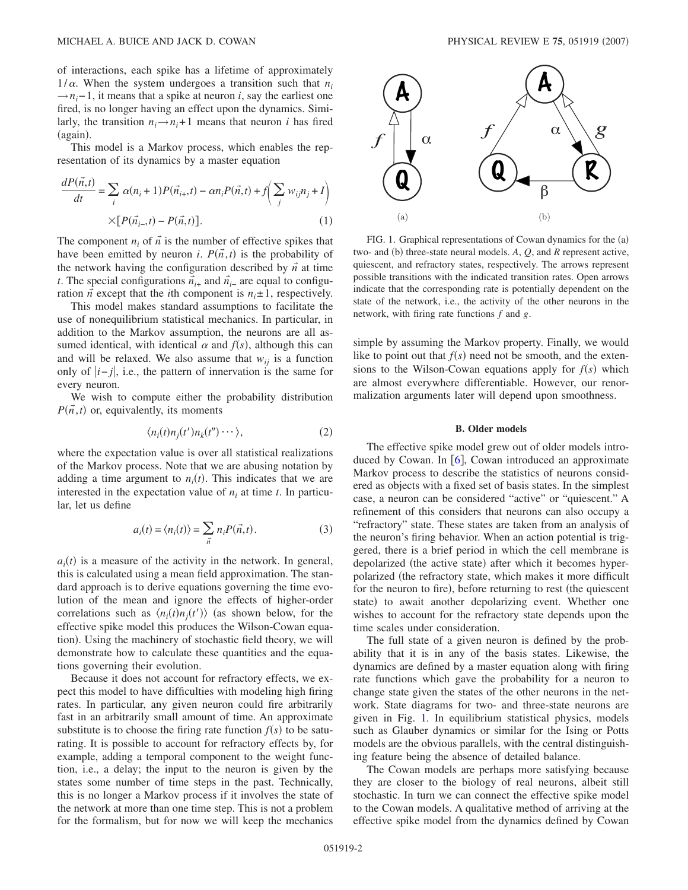of interactions, each spike has a lifetime of approximately $1/\alpha$. When the system undergoes a transition such that $n_i \to n_i - 1$, it means that a spike at neuron $i$, say the earliest one fired, is no longer having an effect upon the dynamics. Similarly, the transition $n_i \to n_i + 1$ means that neuron $i$ has fired (again).

This model is a Markov process, which enables the representation of its dynamics by a master equation

$$\frac{dP(\vec{n},t)}{dt} = \sum_i \alpha(n_i+1)P(\vec{n}_{i+},t) - \alpha n_i P(\vec{n},t) + f\left(\sum_j w_{ij}n_j + I\right) \times [P(\vec{n}_{i-},t) - P(\vec{n},t)]. \tag{1}$$

The component $n_i$ of $\vec{n}$ is the number of effective spikes that have been emitted by neuron $i$. $P(\vec{n},t)$ is the probability of the network having the configuration described by $\vec{n}$ at time $t$. The special configurations $\vec{n}_{i+}$ and $\vec{n}_{i-}$ are equal to configuration $\vec{n}$ except that the $i$th component is $n_i \pm 1$, respectively.

This model makes standard assumptions to facilitate the use of nonequilibrium statistical mechanics. In particular, in addition to the Markov assumption, the neurons are all assumed identical, with identical $\alpha$ and $f(s)$, although this can and will be relaxed. We also assume that $w_{ij}$ is a function only of $|i-j|$, i.e., the pattern of innervation is the same for every neuron.

We wish to compute either the probability distribution $P(\vec{n},t)$ or, equivalently, its moments

$$\langle n_i(t) n_j(t') n_k(t'') \cdots \rangle, \tag{2}$$

where the expectation value is over all statistical realizations of the Markov process. Note that we are abusing notation by adding a time argument to $n_i(t)$. This indicates that we are interested in the expectation value of $n_i$ at time $t$. In particular, let us define

$$a_i(t) = \langle n_i(t) \rangle = \sum_{\vec{n}} n_i P(\vec{n},t). \tag{3}$$

$a_i(t)$ is a measure of the activity in the network. In general, this is calculated using a mean field approximation. The standard approach is to derive equations governing the time evolution of the mean and ignore the effects of higher-order correlations such as $\langle n_i(t) n_j(t') \rangle$ (as shown below, for the effective spike model this produces the Wilson-Cowan equation). Using the machinery of stochastic field theory, we will demonstrate how to calculate these quantities and the equations governing their evolution.

Because it does not account for refractory effects, we expect this model to have difficulties with modeling high firing rates. In particular, any given neuron could fire arbitrarily fast in an arbitrarily small amount of time. An approximate substitute is to choose the firing rate function $f(s)$ to be saturating. It is possible to account for refractory effects by, for example, adding a temporal component to the weight function, i.e., a delay; the input to the neuron is given by the states some number of time steps in the past. Technically, this is no longer a Markov process if it involves the state of the network at more than one time step. This is not a problem for the formalism, but for now we will keep the mechanics simple by assuming the Markov property. Finally, we would like to point out that $f(s)$ need not be smooth, and the extensions to the Wilson-Cowan equations apply for $f(s)$ which are almost everywhere differentiable. However, our renormalization arguments later will depend upon smoothness.

FIG. 1. Graphical representations of Cowan dynamics for the (a) two- and (b) three-state neural models. $A$, $Q$, and $R$ represent active, quiescent, and refractory states, respectively. The arrows represent possible transitions with the indicated transition rates. Open arrows indicate that the corresponding rate is potentially dependent on the state of the network, i.e., the activity of the other neurons in the network, with firing rate functions $f$ and $g$.

### B. Older models

The effective spike model grew out of older models introduced by Cowan. In [6], Cowan introduced an approximate Markov process to describe the statistics of neurons considered as objects with a fixed set of basis states. In the simplest case, a neuron can be considered "active" or "quiescent." A refinement of this considers that neurons can also occupy a "refractory" state. These states are taken from an analysis of the neuron's firing behavior. When an action potential is triggered, there is a brief period in which the cell membrane is depolarized (the active state) after which it becomes hyperpolarized (the refractory state, which makes it more difficult for the neuron to fire), before returning to rest (the quiescent state) to await another depolarizing event. Whether one wishes to account for the refractory state depends upon the time scales under consideration.

The full state of a given neuron is defined by the probability that it is in any of the basis states. Likewise, the dynamics are defined by a master equation along with firing rate functions which gave the probability for a neuron to change state given the states of the other neurons in the network. State diagrams for two- and three-state neurons are given in Fig. 1. In equilibrium statistical physics, models such as Glauber dynamics or similar for the Ising or Potts models are the obvious parallels, with the central distinguishing feature being the absence of detailed balance.

The Cowan models are perhaps more satisfying because they are closer to the biology of real neurons, albeit still stochastic. In turn we can connect the effective spike model to the Cowan models. A qualitative method of arriving at the effective spike model from the dynamics defined by Cowan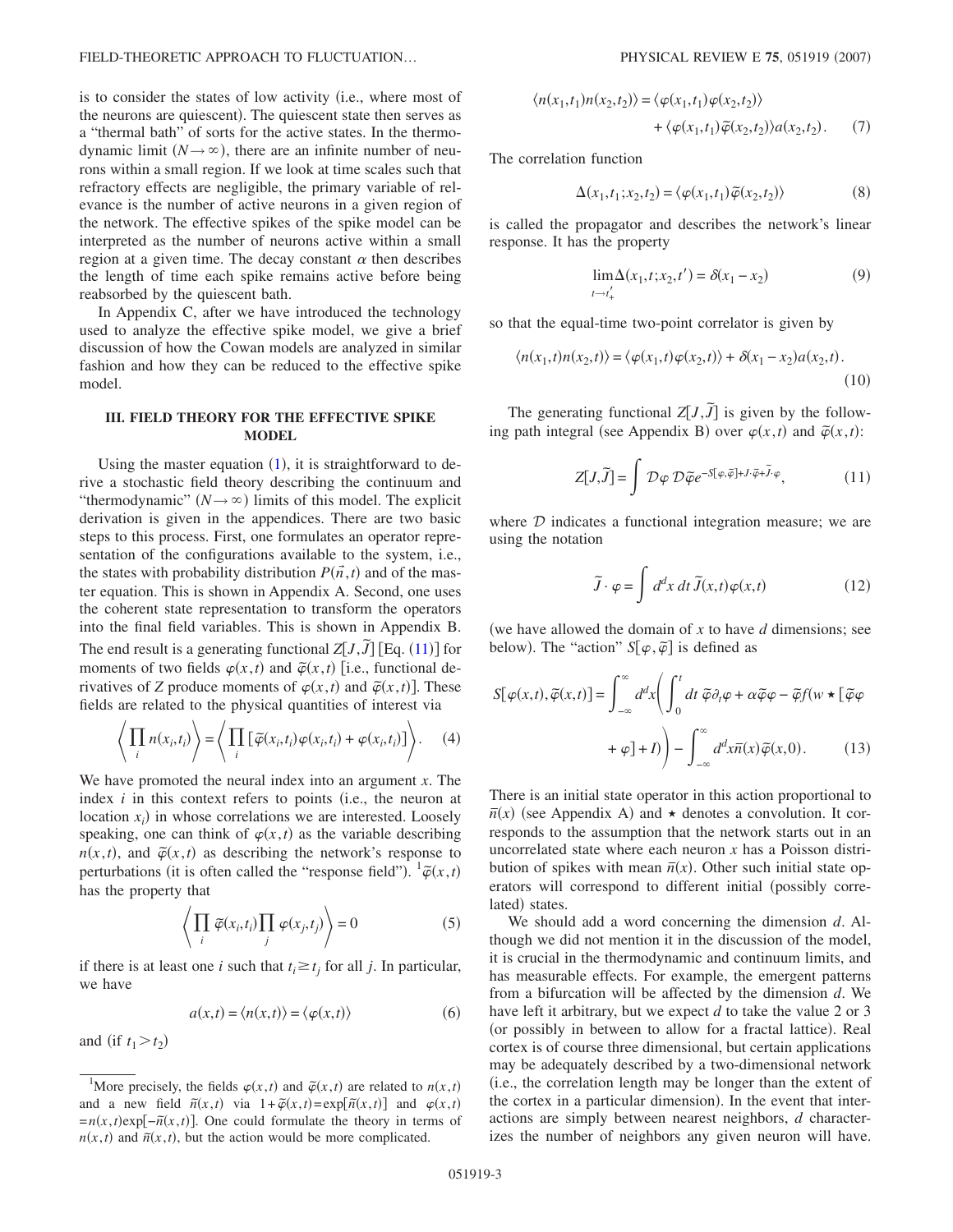is to consider the states of low activity (i.e., where most of the neurons are quiescent). The quiescent state then serves as a "thermal bath" of sorts for the active states. In the thermodynamic limit ($N\to\infty$), there are an infinite number of neurons within a small region. If we look at time scales such that refractory effects are negligible, the primary variable of relevance is the number of active neurons in a given region of the network. The effective spikes of the spike model can be interpreted as the number of neurons active within a small region at a given time. The decay constant $\alpha$ then describes the length of time each spike remains active before being reabsorbed by the quiescent bath.

In Appendix C, after we have introduced the technology used to analyze the effective spike model, we give a brief discussion of how the Cowan models are analyzed in similar fashion and how they can be reduced to the effective spike model.

## III. FIELD THEORY FOR THE EFFECTIVE SPIKE MODEL

Using the master equation (1), it is straightforward to derive a stochastic field theory describing the continuum and "thermodynamic" ($N\to\infty$) limits of this model. The explicit derivation is given in the appendices. There are two basic steps to this process. First, one formulates an operator representation of the configurations available to the system, i.e., the states with probability distribution $P(\vec{n},t)$ and of the master equation. This is shown in Appendix A. Second, one uses the coherent state representation to transform the operators into the final field variables. This is shown in Appendix B. The end result is a generating functional $Z[J,\tilde{J}]$ [Eq. (11)] for moments of two fields $\varphi(x,t)$ and $\tilde{\varphi}(x,t)$ [i.e., functional derivatives of $Z$ produce moments of $\varphi(x,t)$ and $\tilde{\varphi}(x,t)$]. These fields are related to the physical quantities of interest via

$$\left\langle \prod_i n(x_i,t_i)\right\rangle = \left\langle \prod_i [\tilde{\varphi}(x_i,t_i)\varphi(x_i,t_i) + \varphi(x_i,t_i)]\right\rangle. \quad (4)$$

We have promoted the neural index into an argument $x$. The index $i$ in this context refers to points (i.e., the neuron at location $x_i$) in whose correlations we are interested. Loosely speaking, one can think of $\varphi(x,t)$ as the variable describing $n(x,t)$, and $\tilde{\varphi}(x,t)$ as describing the network's response to perturbations (it is often called the "response field"). [1] $\tilde{\varphi}(x,t)$ has the property that

$$\left\langle \prod_i \tilde{\varphi}(x_i,t_i)\prod_j \varphi(x_j,t_j)\right\rangle = 0 \quad (5)$$

if there is at least one $i$ such that $t_i \geq t_j$ for all $j$. In particular, we have

$$a(x,t) = \langle n(x,t)\rangle = \langle \varphi(x,t)\rangle \quad (6)$$

and (if $t_1 > t_2$)

$$\langle n(x_1,t_1)n(x_2,t_2)\rangle = \langle \varphi(x_1,t_1)\varphi(x_2,t_2)\rangle + \langle \varphi(x_1,t_1)\tilde{\varphi}(x_2,t_2)\rangle a(x_2,t_2). \quad (7)$$

The correlation function

$$\Delta(x_1,t_1;x_2,t_2) = \langle \varphi(x_1,t_1)\tilde{\varphi}(x_2,t_2)\rangle \quad (8)$$

is called the propagator and describes the network's linear response. It has the property

$$\lim_{t\to t'_+}\Delta(x_1,t;x_2,t') = \delta(x_1-x_2) \quad (9)$$

so that the equal-time two-point correlator is given by

$$\langle n(x_1,t)n(x_2,t)\rangle = \langle \varphi(x_1,t)\varphi(x_2,t)\rangle + \delta(x_1-x_2)a(x_2,t). \quad (10)$$

The generating functional $Z[J,\tilde{J}]$ is given by the following path integral (see Appendix B) over $\varphi(x,t)$ and $\tilde{\varphi}(x,t)$:

$$Z[J,\tilde{J}] = \int \mathcal{D}\varphi\,\mathcal{D}\tilde{\varphi}\, e^{-S[\varphi,\tilde{\varphi}]+J\cdot\tilde{\varphi}+\tilde{J}\cdot\varphi}, \quad (11)$$

where $\mathcal{D}$ indicates a functional integration measure; we are using the notation

$$\tilde{J}\cdot\varphi = \int d^dx\, dt\, \tilde{J}(x,t)\varphi(x,t) \quad (12)$$

(we have allowed the domain of $x$ to have $d$ dimensions; see below). The "action" $S[\varphi,\tilde{\varphi}]$ is defined as

$$S[\varphi(x,t),\tilde{\varphi}(x,t)] = \int_{-\infty}^{\infty} d^dx\left(\int_0^t dt\, \tilde{\varphi}\partial_t\varphi + \alpha\tilde{\varphi}\varphi - \tilde{\varphi}f(w\star[\tilde{\varphi}\varphi + \varphi] + I)\right) - \int_{-\infty}^{\infty} d^dx\, \bar{n}(x)\tilde{\varphi}(x,0). \quad (13)$$

There is an initial state operator in this action proportional to $\bar{n}(x)$ (see Appendix A) and $\star$ denotes a convolution. It corresponds to the assumption that the network starts out in an uncorrelated state where each neuron $x$ has a Poisson distribution of spikes with mean $\bar{n}(x)$. Other such initial state operators will correspond to different initial (possibly correlated) states.

We should add a word concerning the dimension $d$. Although we did not mention it in the discussion of the model, it is crucial in the thermodynamic and continuum limits, and has measurable effects. For example, the emergent patterns from a bifurcation will be affected by the dimension $d$. We have left it arbitrary, but we expect $d$ to take the value 2 or 3 (or possibly in between to allow for a fractal lattice). Real cortex is of course three dimensional, but certain applications may be adequately described by a two-dimensional network (i.e., the correlation length may be longer than the extent of the cortex in a particular dimension). In the event that interactions are simply between nearest neighbors, $d$ characterizes the number of neighbors any given neuron will have.

[1] More precisely, the fields $\varphi(x,t)$ and $\tilde{\varphi}(x,t)$ are related to $n(x,t)$ and a new field $\tilde{n}(x,t)$ via $1+\tilde{\varphi}(x,t)=\exp[\tilde{n}(x,t)]$ and $\varphi(x,t) = n(x,t)\exp[-\tilde{n}(x,t)]$. One could formulate the theory in terms of $n(x,t)$ and $\tilde{n}(x,t)$, but the action would be more complicated.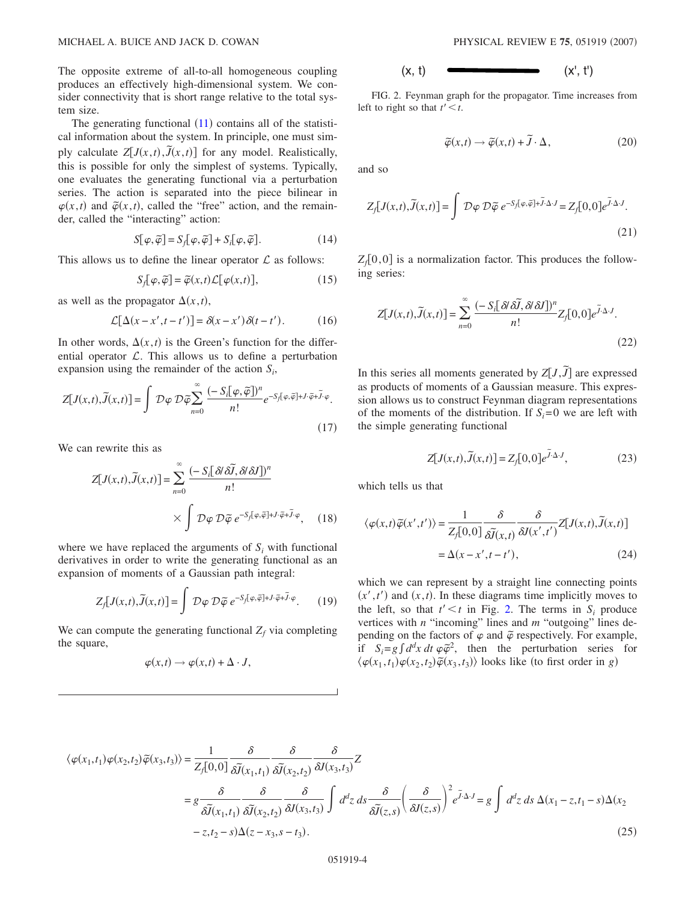The opposite extreme of all-to-all homogeneous coupling produces an effectively high-dimensional system. We consider connectivity that is short range relative to the total system size.

The generating functional (11) contains all of the statistical information about the system. In principle, one must simply calculate $Z[J(x,t),\tilde{J}(x,t)]$ for any model. Realistically, this is possible for only the simplest of systems. Typically, one evaluates the generating functional via a perturbation series. The action is separated into the piece bilinear in $\varphi(x,t)$ and $\tilde{\varphi}(x,t)$, called the "free" action, and the remainder, called the "interacting" action:

$$S[\varphi,\tilde{\varphi}] = S_f[\varphi,\tilde{\varphi}] + S_i[\varphi,\tilde{\varphi}]. \tag{14}$$

This allows us to define the linear operator $\mathcal{L}$ as follows:

$$S_f[\varphi,\tilde{\varphi}] = \tilde{\varphi}(x,t)\mathcal{L}[\varphi(x,t)], \tag{15}$$

as well as the propagator $\Delta(x,t)$,

$$\mathcal{L}[\Delta(x-x',t-t')] = \delta(x-x')\delta(t-t'). \tag{16}$$

In other words, $\Delta(x,t)$ is the Green's function for the differential operator $\mathcal{L}$. This allows us to define a perturbation expansion using the remainder of the action $S_i$,

$$Z[J(x,t),\tilde{J}(x,t)] = \int \mathcal{D}\varphi\,\mathcal{D}\tilde{\varphi}\sum_{n=0}^{\infty}\frac{(-S_i[\varphi,\tilde{\varphi}])^n}{n!}e^{-S_f[\varphi,\tilde{\varphi}]+J\cdot\tilde{\varphi}+\tilde{J}\cdot\varphi}. \tag{17}$$

We can rewrite this as

$$Z[J(x,t),\tilde{J}(x,t)] = \sum_{n=0}^{\infty}\frac{(-S_i[\delta/\delta\tilde{J},\delta/\delta J])^n}{n!} \times \int \mathcal{D}\varphi\,\mathcal{D}\tilde{\varphi}\, e^{-S_f[\varphi,\tilde{\varphi}]+J\cdot\tilde{\varphi}+\tilde{J}\cdot\varphi}, \tag{18}$$

where we have replaced the arguments of $S_i$ with functional derivatives in order to write the generating functional as an expansion of moments of a Gaussian path integral:

$$Z_f[J(x,t),\tilde{J}(x,t)] = \int \mathcal{D}\varphi\,\mathcal{D}\tilde{\varphi}\, e^{-S_f[\varphi,\tilde{\varphi}]+J\cdot\tilde{\varphi}+\tilde{J}\cdot\varphi}. \tag{19}$$

We can compute the generating functional $Z_f$ via completing the square,

$$\varphi(x,t) \to \varphi(x,t) + \Delta\cdot J,$$

$$\tilde{\varphi}(x,t) \to \tilde{\varphi}(x,t) + \tilde{J}\cdot\Delta, \tag{20}$$

and so

$$Z_f[J(x,t),\tilde{J}(x,t)] = \int \mathcal{D}\varphi\,\mathcal{D}\tilde{\varphi}\, e^{-S_f[\varphi,\tilde{\varphi}]+\tilde{J}\cdot\Delta\cdot J} = Z_f[0,0]e^{\tilde{J}\cdot\Delta\cdot J}. \tag{21}$$

$Z_f[0,0]$ is a normalization factor. This produces the following series:

$$Z[J(x,t),\tilde{J}(x,t)] = \sum_{n=0}^{\infty}\frac{(-S_i[\delta/\delta\tilde{J},\delta/\delta J])^n}{n!}Z_f[0,0]e^{\tilde{J}\cdot\Delta\cdot J}. \tag{22}$$

In this series all moments generated by $Z[J,\tilde{J}]$ are expressed as products of moments of a Gaussian measure. This expression allows us to construct Feynman diagram representations of the moments of the distribution. If $S_i=0$ we are left with the simple generating functional

$$Z[J(x,t),\tilde{J}(x,t)] = Z_f[0,0]e^{\tilde{J}\cdot\Delta\cdot J}, \tag{23}$$

which tells us that

$$\langle\varphi(x,t)\tilde{\varphi}(x',t')\rangle = \frac{1}{Z_f[0,0]}\frac{\delta}{\delta\tilde{J}(x,t)}\frac{\delta}{\delta J(x',t')}Z[J(x,t),\tilde{J}(x,t)] = \Delta(x-x',t-t'), \tag{24}$$

which we can represent by a straight line connecting points $(x',t')$ and $(x,t)$. In these diagrams time implicitly moves to the left, so that $t'<t$ in Fig. 2. The terms in $S_i$ produce vertices with $n$ "incoming" lines and $m$ "outgoing" lines depending on the factors of $\varphi$ and $\tilde{\varphi}$ respectively. For example, if $S_i = g\int d^dx\,dt\,\varphi\tilde{\varphi}^2$, then the perturbation series for $\langle\varphi(x_1,t_1)\varphi(x_2,t_2)\tilde{\varphi}(x_3,t_3)\rangle$ looks like (to first order in $g$)

(x, t) ———— (x', t')

FIG. 2. Feynman graph for the propagator. Time increases from left to right so that $t'<t$.

$$\begin{aligned}
\langle\varphi(x_1,t_1)\varphi(x_2,t_2)\tilde{\varphi}(x_3,t_3)\rangle &= \frac{1}{Z_f[0,0]}\frac{\delta}{\delta\tilde{J}(x_1,t_1)}\frac{\delta}{\delta\tilde{J}(x_2,t_2)}\frac{\delta}{\delta J(x_3,t_3)}Z \\
&= g\frac{\delta}{\delta\tilde{J}(x_1,t_1)}\frac{\delta}{\delta\tilde{J}(x_2,t_2)}\frac{\delta}{\delta J(x_3,t_3)}\int d^dz\,ds\frac{\delta}{\delta\tilde{J}(z,s)}\left(\frac{\delta}{\delta J(z,s)}\right)^2 e^{\tilde{J}\cdot\Delta\cdot J} = g\int d^dz\,ds\,\Delta(x_1-z,t_1-s)\Delta(x_2 \\
&\quad -z,t_2-s)\Delta(z-x_3,s-t_3).
\end{aligned} \tag{25}$$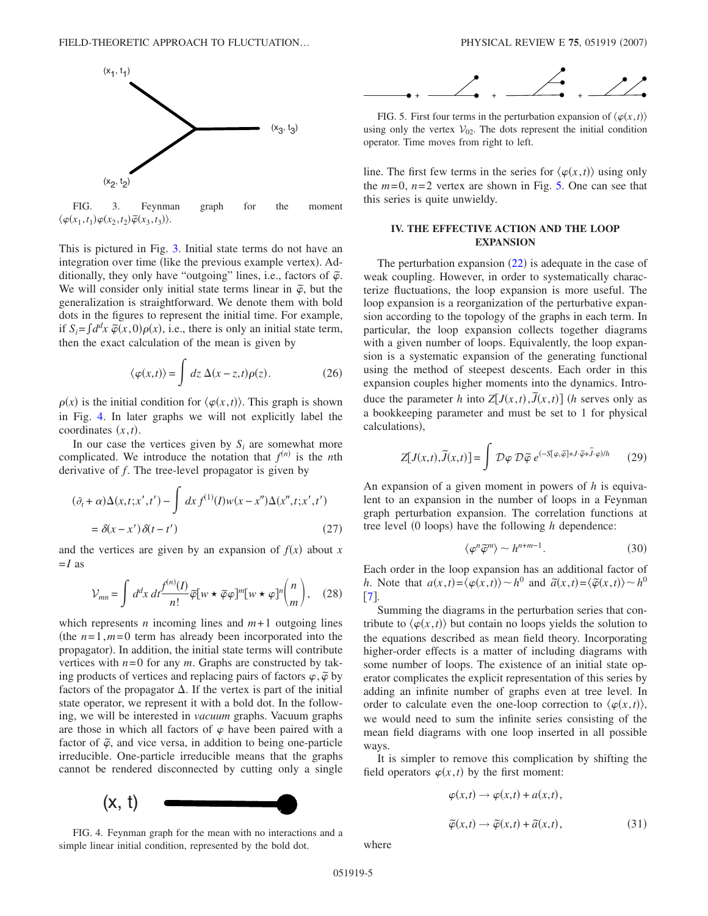FIG. 3. Feynman graph for the moment $\langle\varphi(x_1,t_1)\varphi(x_2,t_2)\tilde{\varphi}(x_3,t_3)\rangle$.

This is pictured in Fig. 3. Initial state terms do not have an integration over time (like the previous example vertex). Additionally, they only have "outgoing" lines, i.e., factors of $\tilde{\varphi}$. We will consider only initial state terms linear in $\tilde{\varphi}$, but the generalization is straightforward. We denote them with bold dots in the figures to represent the initial time. For example, if $S_i = \int d^d x\, \tilde{\varphi}(x,0)\rho(x)$, i.e., there is only an initial state term, then the exact calculation of the mean is given by

$$\langle\varphi(x,t)\rangle = \int dz\, \Delta(x-z,t)\rho(z). \tag{26}$$

$\rho(x)$ is the initial condition for $\langle\varphi(x,t)\rangle$. This graph is shown in Fig. 4. In later graphs we will not explicitly label the coordinates $(x,t)$.

In our case the vertices given by $S_i$ are somewhat more complicated. We introduce the notation that $f^{(n)}$ is the $n$th derivative of $f$. The tree-level propagator is given by

$$(\partial_t + \alpha)\Delta(x,t;x',t') - \int dx\, f^{(1)}(I)w(x-x'')\Delta(x'',t;x',t') = \delta(x-x')\delta(t-t') \tag{27}$$

and the vertices are given by an expansion of $f(x)$ about $x = I$ as

$$\mathcal{V}_{mn} = \int d^d x\, dt \frac{f^{(n)}(I)}{n!}\tilde{\varphi}[w \star \tilde{\varphi}\varphi]^m [w \star \varphi]^n \binom{n}{m}, \tag{28}$$

which represents $n$ incoming lines and $m+1$ outgoing lines (the $n=1, m=0$ term has already been incorporated into the propagator). In addition, the initial state terms will contribute vertices with $n=0$ for any $m$. Graphs are constructed by taking products of vertices and replacing pairs of factors $\varphi, \tilde{\varphi}$ by factors of the propagator $\Delta$. If the vertex is part of the initial state operator, we represent it with a bold dot. In the following, we will be interested in *vacuum* graphs. Vacuum graphs are those in which all factors of $\varphi$ have been paired with a factor of $\tilde{\varphi}$, and vice versa, in addition to being one-particle irreducible. One-particle irreducible means that the graphs cannot be rendered disconnected by cutting only a single line. The first few terms in the series for $\langle\varphi(x,t)\rangle$ using only the $m=0$, $n=2$ vertex are shown in Fig. 5. One can see that this series is quite unwieldy.

FIG. 4. Feynman graph for the mean with no interactions and a simple linear initial condition, represented by the bold dot.

FIG. 5. First four terms in the perturbation expansion of $\langle\varphi(x,t)\rangle$ using only the vertex $\mathcal{V}_{02}$. The dots represent the initial condition operator. Time moves from right to left.

## IV. THE EFFECTIVE ACTION AND THE LOOP EXPANSION

The perturbation expansion (22) is adequate in the case of weak coupling. However, in order to systematically characterize fluctuations, the loop expansion is more useful. The loop expansion is a reorganization of the perturbative expansion according to the topology of the graphs in each term. In particular, the loop expansion collects together diagrams with a given number of loops. Equivalently, the loop expansion is a systematic expansion of the generating functional using the method of steepest descents. Each order in this expansion couples higher moments into the dynamics. Introduce the parameter $h$ into $Z[J(x,t),\tilde{J}(x,t)]$ ($h$ serves only as a bookkeeping parameter and must be set to 1 for physical calculations),

$$Z[J(x,t),\tilde{J}(x,t)] = \int \mathcal{D}\varphi\, \mathcal{D}\tilde{\varphi}\, e^{(-S[\varphi,\tilde{\varphi}]+J\cdot\tilde{\varphi}+\tilde{J}\cdot\varphi)/h} \tag{29}$$

An expansion of a given moment in powers of $h$ is equivalent to an expansion in the number of loops in a Feynman graph perturbation expansion. The correlation functions at tree level (0 loops) have the following $h$ dependence:

$$\langle\varphi^n\tilde{\varphi}^m\rangle \sim h^{n+m-1}. \tag{30}$$

Each order in the loop expansion has an additional factor of $h$. Note that $a(x,t) = \langle\varphi(x,t)\rangle \sim h^0$ and $\tilde{a}(x,t) = \langle\tilde{\varphi}(x,t)\rangle \sim h^0$ [7].

Summing the diagrams in the perturbation series that contribute to $\langle\varphi(x,t)\rangle$ but contain no loops yields the solution to the equations described as mean field theory. Incorporating higher-order effects is a matter of including diagrams with some number of loops. The existence of an initial state operator complicates the explicit representation of this series by adding an infinite number of graphs even at tree level. In order to calculate even the one-loop correction to $\langle\varphi(x,t)\rangle$, we would need to sum the infinite series consisting of the mean field diagrams with one loop inserted in all possible ways.

It is simpler to remove this complication by shifting the field operators $\varphi(x,t)$ by the first moment:

$$\varphi(x,t) \to \varphi(x,t) + a(x,t),$$
$$\tilde{\varphi}(x,t) \to \tilde{\varphi}(x,t) + \tilde{a}(x,t), \tag{31}$$

where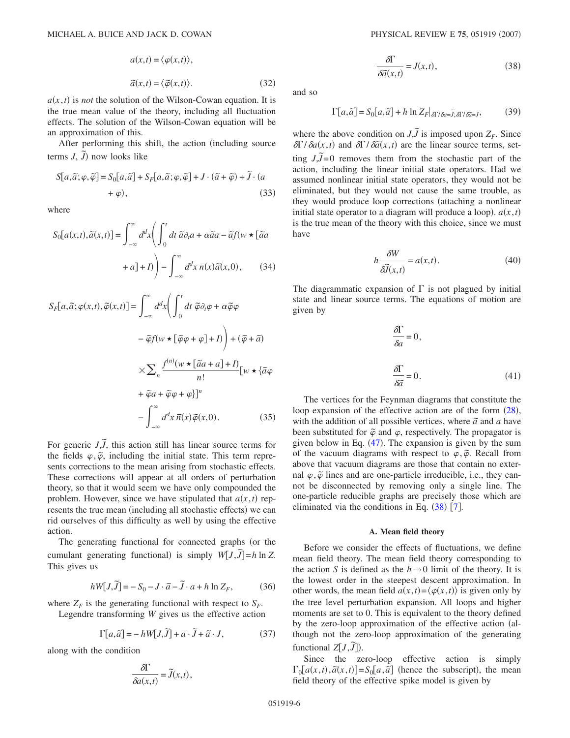$$a(x,t) = \langle \varphi(x,t) \rangle,$$

$$\tilde{a}(x,t) = \langle \tilde{\varphi}(x,t) \rangle. \tag{32}$$

$a(x,t)$ is *not* the solution of the Wilson-Cowan equation. It is the true mean value of the theory, including all fluctuation effects. The solution of the Wilson-Cowan equation will be an approximation of this.

After performing this shift, the action (including source terms $J$, $\tilde{J}$) now looks like

$$S[a,\tilde{a};\varphi,\tilde{\varphi}] = S_0[a,\tilde{a}] + S_F[a,\tilde{a};\varphi,\tilde{\varphi}] + J \cdot (\tilde{a} + \tilde{\varphi}) + \tilde{J} \cdot (a + \varphi), \tag{33}$$

where

$$S_0[a(x,t),\tilde{a}(x,t)] = \int_{-\infty}^{\infty} d^d x \left( \int_0^t dt \, \tilde{a}\partial_t a + \alpha \tilde{a} a - \tilde{a} f(w \star [\tilde{a} a + a] + I) \right) - \int_{-\infty}^{\infty} d^d x \, \bar{n}(x) \tilde{a}(x,0), \tag{34}$$

$$\begin{aligned} S_F[a,\tilde{a};\varphi(x,t),\tilde{\varphi}(x,t)] = & \int_{-\infty}^{\infty} d^d x \left( \int_0^t dt \, \tilde{\varphi}\partial_t \varphi + \alpha \tilde{\varphi}\varphi - \tilde{\varphi} f(w \star [\tilde{\varphi}\varphi + \varphi] + I) \right) + (\tilde{\varphi} + \tilde{a}) \\ & \times \sum_n \frac{f^{(n)}(w \star [\tilde{a} a + a] + I)}{n!} [w \star \{\tilde{a}\varphi + \tilde{\varphi} a + \tilde{\varphi}\varphi + \varphi\}]^n \\ & - \int_{-\infty}^{\infty} d^d x \, \bar{n}(x) \tilde{\varphi}(x,0). \end{aligned} \tag{35}$$

For generic $J,\tilde{J}$, this action still has linear source terms for the fields $\varphi,\tilde{\varphi}$, including the initial state. This term represents corrections to the mean arising from stochastic effects. These corrections will appear at all orders of perturbation theory, so that it would seem we have only compounded the problem. However, since we have stipulated that $a(x,t)$ represents the true mean (including all stochastic effects) we can rid ourselves of this difficulty as well by using the effective action.

The generating functional for connected graphs (or the cumulant generating functional) is simply $W[J,\tilde{J}] = h \ln Z$. This gives us

$$hW[J,\tilde{J}] = -S_0 - J \cdot \tilde{a} - \tilde{J} \cdot a + h \ln Z_F, \tag{36}$$

where $Z_F$ is the generating functional with respect to $S_F$.

Legendre transforming $W$ gives us the effective action

$$\Gamma[a,\tilde{a}] = -hW[J,\tilde{J}] + a \cdot \tilde{J} + \tilde{a} \cdot J, \tag{37}$$

along with the condition

$$\frac{\delta \Gamma}{\delta a(x,t)} = \tilde{J}(x,t),$$

$$\frac{\delta \Gamma}{\delta \tilde{a}(x,t)} = J(x,t), \tag{38}$$

and so

$$\Gamma[a,\tilde{a}] = S_0[a,\tilde{a}] + h \ln Z_F \big|_{\delta\Gamma/\delta a = \tilde{J}; \delta\Gamma/\delta\tilde{a} = J}, \tag{39}$$

where the above condition on $J,\tilde{J}$ is imposed upon $Z_F$. Since $\delta\Gamma/\delta a(x,t)$ and $\delta\Gamma/\delta\tilde{a}(x,t)$ are the linear source terms, setting $J,\tilde{J}=0$ removes them from the stochastic part of the action, including the linear initial state operators. Had we assumed nonlinear initial state operators, they would not be eliminated, but they would not cause the same trouble, as they would produce loop corrections (attaching a nonlinear initial state operator to a diagram will produce a loop). $a(x,t)$ is the true mean of the theory with this choice, since we must have

$$h \frac{\delta W}{\delta \tilde{J}(x,t)} = a(x,t). \tag{40}$$

The diagrammatic expansion of $\Gamma$ is not plagued by initial state and linear source terms. The equations of motion are given by

$$\frac{\delta \Gamma}{\delta a} = 0,$$

$$\frac{\delta \Gamma}{\delta \tilde{a}} = 0. \tag{41}$$

The vertices for the Feynman diagrams that constitute the loop expansion of the effective action are of the form (28), with the addition of all possible vertices, where $\tilde{a}$ and $a$ have been substituted for $\tilde{\varphi}$ and $\varphi$, respectively. The propagator is given below in Eq. (47). The expansion is given by the sum of the vacuum diagrams with respect to $\varphi,\tilde{\varphi}$. Recall from above that vacuum diagrams are those that contain no external $\varphi,\tilde{\varphi}$ lines and are one-particle irreducible, i.e., they cannot be disconnected by removing only a single line. The one-particle reducible graphs are precisely those which are eliminated via the conditions in Eq. (38) [7].

### A. Mean field theory

Before we consider the effects of fluctuations, we define mean field theory. The mean field theory corresponding to the action $S$ is defined as the $h \to 0$ limit of the theory. It is the lowest order in the steepest descent approximation. In other words, the mean field $a(x,t) = \langle \varphi(x,t) \rangle$ is given only by the tree level perturbation expansion. All loops and higher moments are set to 0. This is equivalent to the theory defined by the zero-loop approximation of the effective action (although not the zero-loop approximation of the generating functional $Z[J,\tilde{J}]$).

Since the zero-loop effective action is simply $\Gamma_0[a(x,t),\tilde{a}(x,t)] = S_0[a,\tilde{a}]$ (hence the subscript), the mean field theory of the effective spike model is given by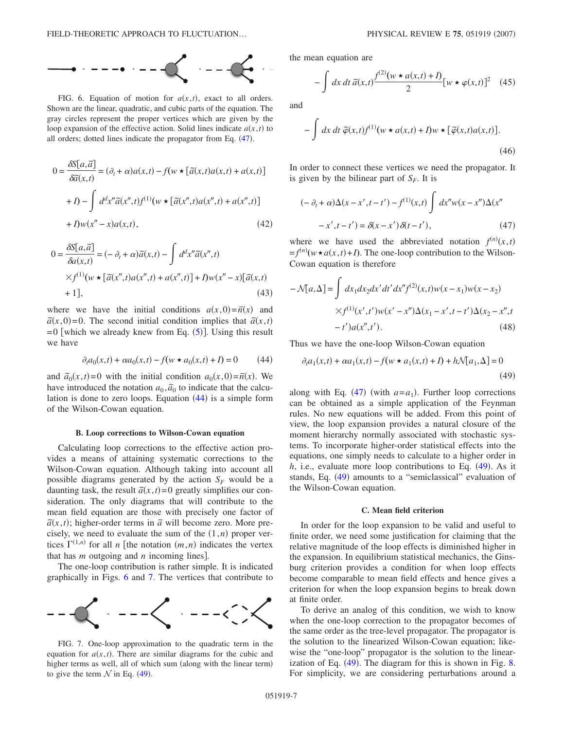FIG. 6. Equation of motion for $a(x,t)$, exact to all orders. Shown are the linear, quadratic, and cubic parts of the equation. The gray circles represent the proper vertices which are given by the loop expansion of the effective action. Solid lines indicate $a(x,t)$ to all orders; dotted lines indicate the propagator from Eq. (47).

$$0 = \frac{\delta S[a,\tilde{a}]}{\delta \tilde{a}(x,t)} = (\partial_t + \alpha)a(x,t) - f(w \star [\tilde{a}(x,t)a(x,t) + a(x,t)] + I) - \int d^d x'' \tilde{a}(x'',t) f^{(1)}(w \star [\tilde{a}(x'',t)a(x'',t) + a(x'',t)] + I) w(x''-x) a(x,t), \tag{42}$$

$$0 = \frac{\delta S[a,\tilde{a}]}{\delta a(x,t)} = (-\partial_t + \alpha)\tilde{a}(x,t) - \int d^d x'' \tilde{a}(x'',t) \times f^{(1)}(w \star [\tilde{a}(x'',t)a(x'',t) + a(x'',t)] + I) w(x''-x)[\tilde{a}(x,t) + 1], \tag{43}$$

where we have the initial conditions $a(x,0)=\bar{n}(x)$ and $\tilde{a}(x,0)=0$. The second initial condition implies that $\tilde{a}(x,t)=0$ [which we already knew from Eq. (5)]. Using this result we have

$$\partial_t a_0(x,t) + \alpha a_0(x,t) - f(w \star a_0(x,t) + I) = 0 \tag{44}$$

and $\tilde{a}_0(x,t)=0$ with the initial condition $a_0(x,0)=\bar{n}(x)$. We have introduced the notation $a_0, \tilde{a}_0$ to indicate that the calculation is done to zero loops. Equation (44) is a simple form of the Wilson-Cowan equation.

### B. Loop corrections to Wilson-Cowan equation

Calculating loop corrections to the effective action provides a means of attaining systematic corrections to the Wilson-Cowan equation. Although taking into account all possible diagrams generated by the action $S_F$ would be a daunting task, the result $\tilde{a}(x,t)=0$ greatly simplifies our consideration. The only diagrams that will contribute to the mean field equation are those with precisely one factor of $\tilde{a}(x,t)$; higher-order terms in $\tilde{a}$ will become zero. More precisely, we need to evaluate the sum of the $(1,n)$ proper vertices $\Gamma^{(1,n)}$ for all $n$ [the notation $(m,n)$ indicates the vertex that has $m$ outgoing and $n$ incoming lines].

The one-loop contribution is rather simple. It is indicated graphically in Figs. 6 and 7. The vertices that contribute to the mean equation are

$$-\int dx\, dt\, \tilde{a}(x,t) \frac{f^{(2)}(w \star a(x,t) + I)}{2} [w \star \varphi(x,t)]^2 \tag{45}$$

and

$$-\int dx\, dt\, \tilde{\varphi}(x,t) f^{(1)}(w \star a(x,t) + I) w \star [\tilde{\varphi}(x,t) a(x,t)]. \tag{46}$$

In order to connect these vertices we need the propagator. It is given by the bilinear part of $S_F$. It is

$$(-\partial_t + \alpha)\Delta(x-x',t-t') - f^{(1)}(x,t) \int dx'' w(x-x'')\Delta(x''-x',t-t') = \delta(x-x')\delta(t-t'), \tag{47}$$

where we have used the abbreviated notation $f^{(n)}(x,t) = f^{(n)}(w \star a(x,t) + I)$. The one-loop contribution to the Wilson-Cowan equation is therefore

$$-\mathcal{N}[a,\Delta] = \int dx_1 dx_2 dx' dt' dx'' f^{(2)}(x,t) w(x-x_1) w(x-x_2) \times f^{(1)}(x',t') w(x'-x'') \Delta(x_1-x',t-t') \Delta(x_2-x'',t-t') a(x'',t'). \tag{48}$$

FIG. 7. One-loop approximation to the quadratic term in the equation for $a(x,t)$. There are similar diagrams for the cubic and higher terms as well, all of which sum (along with the linear term) to give the term $\mathcal{N}$ in Eq. (49).

Thus we have the one-loop Wilson-Cowan equation

$$\partial_t a_1(x,t) + \alpha a_1(x,t) - f(w \star a_1(x,t) + I) + h\mathcal{N}[a_1,\Delta] = 0 \tag{49}$$

along with Eq. (47) (with $a=a_1$). Further loop corrections can be obtained as a simple application of the Feynman rules. No new equations will be added. From this point of view, the loop expansion provides a natural closure of the moment hierarchy normally associated with stochastic systems. To incorporate higher-order statistical effects into the equations, one simply needs to calculate to a higher order in $h$, i.e., evaluate more loop contributions to Eq. (49). As it stands, Eq. (49) amounts to a "semiclassical" evaluation of the Wilson-Cowan equation.

### C. Mean field criterion

In order for the loop expansion to be valid and useful to finite order, we need some justification for claiming that the relative magnitude of the loop effects is diminished higher in the expansion. In equilibrium statistical mechanics, the Ginsburg criterion provides a condition for when loop effects become comparable to mean field effects and hence gives a criterion for when the loop expansion begins to break down at finite order.

To derive an analog of this condition, we wish to know when the one-loop correction to the propagator becomes of the same order as the tree-level propagator. The propagator is the solution to the linearized Wilson-Cowan equation; likewise the "one-loop" propagator is the solution to the linearization of Eq. (49). The diagram for this is shown in Fig. 8. For simplicity, we are considering perturbations around a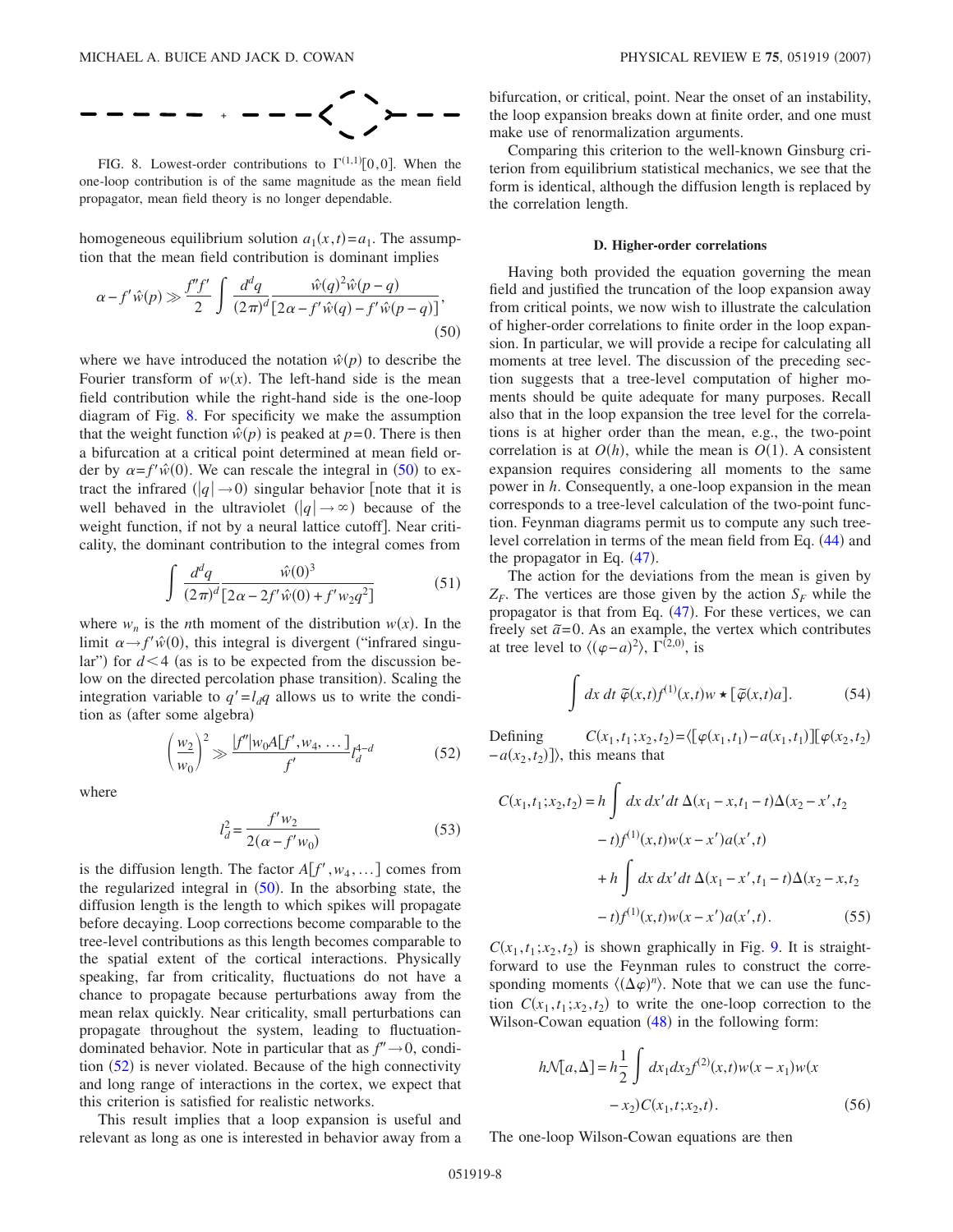FIG. 8. Lowest-order contributions to $\Gamma^{(1,1)}[0,0]$. When the one-loop contribution is of the same magnitude as the mean field propagator, mean field theory is no longer dependable.

homogeneous equilibrium solution $a_1(x,t)=a_1$. The assumption that the mean field contribution is dominant implies

$$\alpha - f'\hat{w}(p) \gg \frac{f''f'}{2}\int \frac{d^dq}{(2\pi)^d}\frac{\hat{w}(q)^2\hat{w}(p-q)}{[2\alpha - f'\hat{w}(q) - f'\hat{w}(p-q)]}, \tag{50}$$

where we have introduced the notation $\hat{w}(p)$ to describe the Fourier transform of $w(x)$. The left-hand side is the mean field contribution while the right-hand side is the one-loop diagram of Fig. 8. For specificity we make the assumption that the weight function $\hat{w}(p)$ is peaked at $p=0$. There is then a bifurcation at a critical point determined at mean field order by $\alpha = f'\hat{w}(0)$. We can rescale the integral in (50) to extract the infrared ($|q|\to 0$) singular behavior [note that it is well behaved in the ultraviolet ($|q|\to\infty$) because of the weight function, if not by a neural lattice cutoff]. Near criticality, the dominant contribution to the integral comes from

$$\int \frac{d^dq}{(2\pi)^d}\frac{\hat{w}(0)^3}{[2\alpha - 2f'\hat{w}(0) + f'w_2q^2]} \tag{51}$$

where $w_n$ is the $n$th moment of the distribution $w(x)$. In the limit $\alpha \to f'\hat{w}(0)$, this integral is divergent ("infrared singular") for $d<4$ (as is to be expected from the discussion below on the directed percolation phase transition). Scaling the integration variable to $q' = l_d q$ allows us to write the condition as (after some algebra)

$$\left(\frac{w_2}{w_0}\right)^2 \gg \frac{|f''|w_0A[f',w_4,\ldots]}{f'}l_d^{4-d} \tag{52}$$

where

$$l_d^2 = \frac{f'w_2}{2(\alpha - f'w_0)} \tag{53}$$

is the diffusion length. The factor $A[f',w_4,\ldots]$ comes from the regularized integral in (50). In the absorbing state, the diffusion length is the length to which spikes will propagate before decaying. Loop corrections become comparable to the tree-level contributions as this length becomes comparable to the spatial extent of the cortical interactions. Physically speaking, far from criticality, fluctuations do not have a chance to propagate because perturbations away from the mean relax quickly. Near criticality, small perturbations can propagate throughout the system, leading to fluctuation-dominated behavior. Note in particular that as $f''\to 0$, condition (52) is never violated. Because of the high connectivity and long range of interactions in the cortex, we expect that this criterion is satisfied for realistic networks.

This result implies that a loop expansion is useful and relevant as long as one is interested in behavior away from a bifurcation, or critical, point. Near the onset of an instability, the loop expansion breaks down at finite order, and one must make use of renormalization arguments.

Comparing this criterion to the well-known Ginsburg criterion from equilibrium statistical mechanics, we see that the form is identical, although the diffusion length is replaced by the correlation length.

### D. Higher-order correlations

Having both provided the equation governing the mean field and justified the truncation of the loop expansion away from critical points, we now wish to illustrate the calculation of higher-order correlations to finite order in the loop expansion. In particular, we will provide a recipe for calculating all moments at tree level. The discussion of the preceding section suggests that a tree-level computation of higher moments should be quite adequate for many purposes. Recall also that in the loop expansion the tree level for the correlations is at higher order than the mean, e.g., the two-point correlation is at $O(h)$, while the mean is $O(1)$. A consistent expansion requires considering all moments to the same power in $h$. Consequently, a one-loop expansion in the mean corresponds to a tree-level calculation of the two-point function. Feynman diagrams permit us to compute any such tree-level correlation in terms of the mean field from Eq. (44) and the propagator in Eq. (47).

The action for the deviations from the mean is given by $Z_F$. The vertices are those given by the action $S_F$ while the propagator is that from Eq. (47). For these vertices, we can freely set $\tilde{a}=0$. As an example, the vertex which contributes at tree level to $\langle(\varphi - a)^2\rangle$, $\Gamma^{(2,0)}$, is

$$\int dx\, dt\, \tilde{\varphi}(x,t)f^{(1)}(x,t)w\star[\tilde{\varphi}(x,t)a]. \tag{54}$$

Defining $C(x_1,t_1;x_2,t_2) = \langle[\varphi(x_1,t_1) - a(x_1,t_1)][\varphi(x_2,t_2) - a(x_2,t_2)]\rangle$, this means that

$$\begin{aligned}C(x_1,t_1;x_2,t_2) = h\int dx\,dx'\,dt\,\Delta(x_1 - x,t_1 - t)\Delta(x_2 - x',t_2 \\ - t)f^{(1)}(x,t)w(x - x')a(x',t) \\ + h\int dx\,dx'\,dt\,\Delta(x_1 - x',t_1 - t)\Delta(x_2 - x,t_2 \\ - t)f^{(1)}(x,t)w(x - x')a(x',t).\end{aligned} \tag{55}$$

$C(x_1,t_1;x_2,t_2)$ is shown graphically in Fig. 9. It is straightforward to use the Feynman rules to construct the corresponding moments $\langle(\Delta\varphi)^n\rangle$. Note that we can use the function $C(x_1,t_1;x_2,t_2)$ to write the one-loop correction to the Wilson-Cowan equation (48) in the following form:

$$\begin{aligned}h\mathcal{N}[a,\Delta] = h\frac{1}{2}\int dx_1dx_2f^{(2)}(x,t)w(x - x_1)w(x \\ - x_2)C(x_1,t;x_2,t).\end{aligned} \tag{56}$$

The one-loop Wilson-Cowan equations are then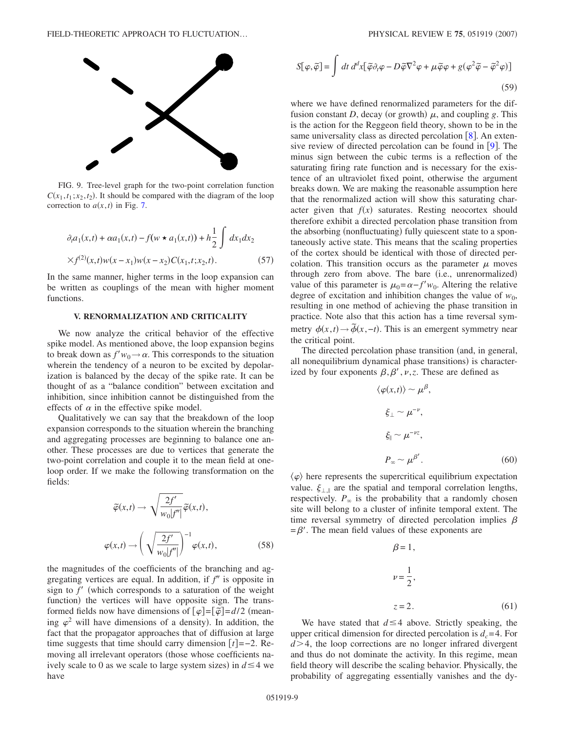FIG. 9. Tree-level graph for the two-point correlation function $C(x_1,t_1;x_2,t_2)$. It should be compared with the diagram of the loop correction to $a(x,t)$ in Fig. 7.

$$\partial_t a_1(x,t) + \alpha a_1(x,t) - f(w \star a_1(x,t)) + h\frac{1}{2}\int dx_1 dx_2 \times f^{(2)}(x,t) w(x-x_1) w(x-x_2) C(x_1,t;x_2,t). \tag{57}$$

In the same manner, higher terms in the loop expansion can be written as couplings of the mean with higher moment functions.

## V. RENORMALIZATION AND CRITICALITY

We now analyze the critical behavior of the effective spike model. As mentioned above, the loop expansion begins to break down as $f'w_0 \to \alpha$. This corresponds to the situation wherein the tendency of a neuron to be excited by depolarization is balanced by the decay of the spike rate. It can be thought of as a "balance condition" between excitation and inhibition, since inhibition cannot be distinguished from the effects of $\alpha$ in the effective spike model.

Qualitatively we can say that the breakdown of the loop expansion corresponds to the situation wherein the branching and aggregating processes are beginning to balance one another. These processes are due to vertices that generate the two-point correlation and couple it to the mean field at one-loop order. If we make the following transformation on the fields:

$$\tilde{\varphi}(x,t) \to \sqrt{\frac{2f'}{w_0|f''|}}\tilde{\varphi}(x,t),$$

$$\varphi(x,t) \to \left(\sqrt{\frac{2f'}{w_0|f''|}}\right)^{-1}\varphi(x,t), \tag{58}$$

the magnitudes of the coefficients of the branching and aggregating vertices are equal. In addition, if $f''$ is opposite in sign to $f'$ (which corresponds to a saturation of the weight function) the vertices will have opposite sign. The transformed fields now have dimensions of $[\varphi]=[\tilde{\varphi}]=d/2$ (meaning $\varphi^2$ will have dimensions of a density). In addition, the fact that the propagator approaches that of diffusion at large time suggests that time should carry dimension $[t]=-2$. Removing all irrelevant operators (those whose coefficients naively scale to 0 as we scale to large system sizes) in $d \le 4$ we have

$$S[\varphi,\tilde{\varphi}] = \int dt\, d^d x[\tilde{\varphi}\partial_t\varphi - D\tilde{\varphi}\nabla^2\varphi + \mu\tilde{\varphi}\varphi + g(\varphi^2\tilde{\varphi} - \tilde{\varphi}^2\varphi)] \tag{59}$$

where we have defined renormalized parameters for the diffusion constant $D$, decay (or growth) $\mu$, and coupling $g$. This is the action for the Reggeon field theory, shown to be in the same universality class as directed percolation [8]. An extensive review of directed percolation can be found in [9]. The minus sign between the cubic terms is a reflection of the saturating firing rate function and is necessary for the existence of an ultraviolet fixed point, otherwise the argument breaks down. We are making the reasonable assumption here that the renormalized action will show this saturating character given that $f(x)$ saturates. Resting neocortex should therefore exhibit a directed percolation phase transition from the absorbing (nonfluctuating) fully quiescent state to a spontaneously active state. This means that the scaling properties of the cortex should be identical with those of directed percolation. This transition occurs as the parameter $\mu$ moves through zero from above. The bare (i.e., unrenormalized) value of this parameter is $\mu_0 = \alpha - f'w_0$. Altering the relative degree of excitation and inhibition changes the value of $w_0$, resulting in one method of achieving the phase transition in practice. Note also that this action has a time reversal symmetry $\phi(x,t) \to \tilde{\phi}(x,-t)$. This is an emergent symmetry near the critical point.

The directed percolation phase transition (and, in general, all nonequilibrium dynamical phase transitions) is characterized by four exponents $\beta, \beta', \nu, z$. These are defined as

$$\langle\varphi(x,t)\rangle \sim \mu^{\beta},$$

$$\xi_{\perp} \sim \mu^{-\nu},$$

$$\xi_{\parallel} \sim \mu^{-\nu z},$$

$$P_{\infty} \sim \mu^{\beta'}. \tag{60}$$

$\langle\varphi\rangle$ here represents the supercritical equilibrium expectation value. $\xi_{\perp,\parallel}$ are the spatial and temporal correlation lengths, respectively. $P_{\infty}$ is the probability that a randomly chosen site will belong to a cluster of infinite temporal extent. The time reversal symmetry of directed percolation implies $\beta = \beta'$. The mean field values of these exponents are

$$\beta = 1,$$

$$\nu = \frac{1}{2},$$

$$z = 2. \tag{61}$$

We have stated that $d \le 4$ above. Strictly speaking, the upper critical dimension for directed percolation is $d_c = 4$. For $d > 4$, the loop corrections are no longer infrared divergent and thus do not dominate the activity. In this regime, mean field theory will describe the scaling behavior. Physically, the probability of aggregating essentially vanishes and the dy-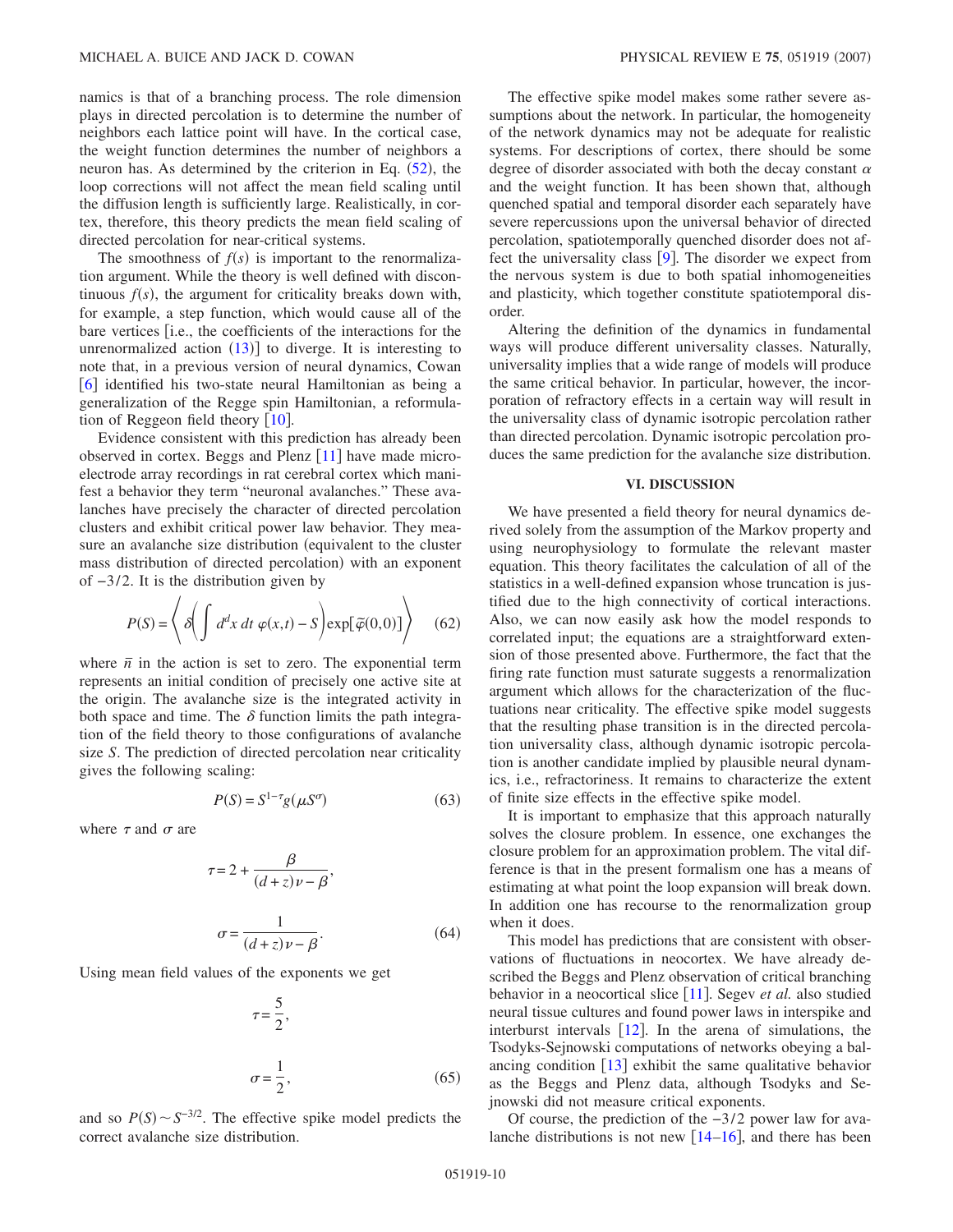namics is that of a branching process. The role dimension plays in directed percolation is to determine the number of neighbors each lattice point will have. In the cortical case, the weight function determines the number of neighbors a neuron has. As determined by the criterion in Eq. (52), the loop corrections will not affect the mean field scaling until the diffusion length is sufficiently large. Realistically, in cortex, therefore, this theory predicts the mean field scaling of directed percolation for near-critical systems.

The smoothness of $f(s)$ is important to the renormalization argument. While the theory is well defined with discontinuous $f(s)$, the argument for criticality breaks down with, for example, a step function, which would cause all of the bare vertices [i.e., the coefficients of the interactions for the unrenormalized action (13)] to diverge. It is interesting to note that, in a previous version of neural dynamics, Cowan [6] identified his two-state neural Hamiltonian as being a generalization of the Regge spin Hamiltonian, a reformulation of Reggeon field theory [10].

Evidence consistent with this prediction has already been observed in cortex. Beggs and Plenz [11] have made microelectrode array recordings in rat cerebral cortex which manifest a behavior they term "neuronal avalanches." These avalanches have precisely the character of directed percolation clusters and exhibit critical power law behavior. They measure an avalanche size distribution (equivalent to the cluster mass distribution of directed percolation) with an exponent of $-3/2$. It is the distribution given by

$$P(S) = \left\langle \delta\left( \int d^d x \, dt \, \varphi(x,t) - S \right) \exp[\tilde{\varphi}(0,0)] \right\rangle \qquad (62)$$

where $\bar{n}$ in the action is set to zero. The exponential term represents an initial condition of precisely one active site at the origin. The avalanche size is the integrated activity in both space and time. The $\delta$ function limits the path integration of the field theory to those configurations of avalanche size $S$. The prediction of directed percolation near criticality gives the following scaling:

$$P(S) = S^{1-\tau} g(\mu S^{\sigma}) \qquad (63)$$

where $\tau$ and $\sigma$ are

$$\tau = 2 + \frac{\beta}{(d+z)\nu - \beta},$$

$$\sigma = \frac{1}{(d+z)\nu - \beta}. \qquad (64)$$

Using mean field values of the exponents we get

$$\tau = \frac{5}{2},$$

$$\sigma = \frac{1}{2}, \qquad (65)$$

and so $P(S) \sim S^{-3/2}$. The effective spike model predicts the correct avalanche size distribution.

The effective spike model makes some rather severe assumptions about the network. In particular, the homogeneity of the network dynamics may not be adequate for realistic systems. For descriptions of cortex, there should be some degree of disorder associated with both the decay constant $\alpha$ and the weight function. It has been shown that, although quenched spatial and temporal disorder each separately have severe repercussions upon the universal behavior of directed percolation, spatiotemporally quenched disorder does not affect the universality class [9]. The disorder we expect from the nervous system is due to both spatial inhomogeneities and plasticity, which together constitute spatiotemporal disorder.

Altering the definition of the dynamics in fundamental ways will produce different universality classes. Naturally, universality implies that a wide range of models will produce the same critical behavior. In particular, however, the incorporation of refractory effects in a certain way will result in the universality class of dynamic isotropic percolation rather than directed percolation. Dynamic isotropic percolation produces the same prediction for the avalanche size distribution.

## VI. DISCUSSION

We have presented a field theory for neural dynamics derived solely from the assumption of the Markov property and using neurophysiology to formulate the relevant master equation. This theory facilitates the calculation of all of the statistics in a well-defined expansion whose truncation is justified due to the high connectivity of cortical interactions. Also, we can now easily ask how the model responds to correlated input; the equations are a straightforward extension of those presented above. Furthermore, the fact that the firing rate function must saturate suggests a renormalization argument which allows for the characterization of the fluctuations near criticality. The effective spike model suggests that the resulting phase transition is in the directed percolation universality class, although dynamic isotropic percolation is another candidate implied by plausible neural dynamics, i.e., refractoriness. It remains to characterize the extent of finite size effects in the effective spike model.

It is important to emphasize that this approach naturally solves the closure problem. In essence, one exchanges the closure problem for an approximation problem. The vital difference is that in the present formalism one has a means of estimating at what point the loop expansion will break down. In addition one has recourse to the renormalization group when it does.

This model has predictions that are consistent with observations of fluctuations in neocortex. We have already described the Beggs and Plenz observation of critical branching behavior in a neocortical slice [11]. Segev *et al.* also studied neural tissue cultures and found power laws in interspike and interburst intervals [12]. In the arena of simulations, the Tsodyks-Sejnowski computations of networks obeying a balancing condition [13] exhibit the same qualitative behavior as the Beggs and Plenz data, although Tsodyks and Sejnowski did not measure critical exponents.

Of course, the prediction of the $-3/2$ power law for avalanche distributions is not new [14–16], and there has been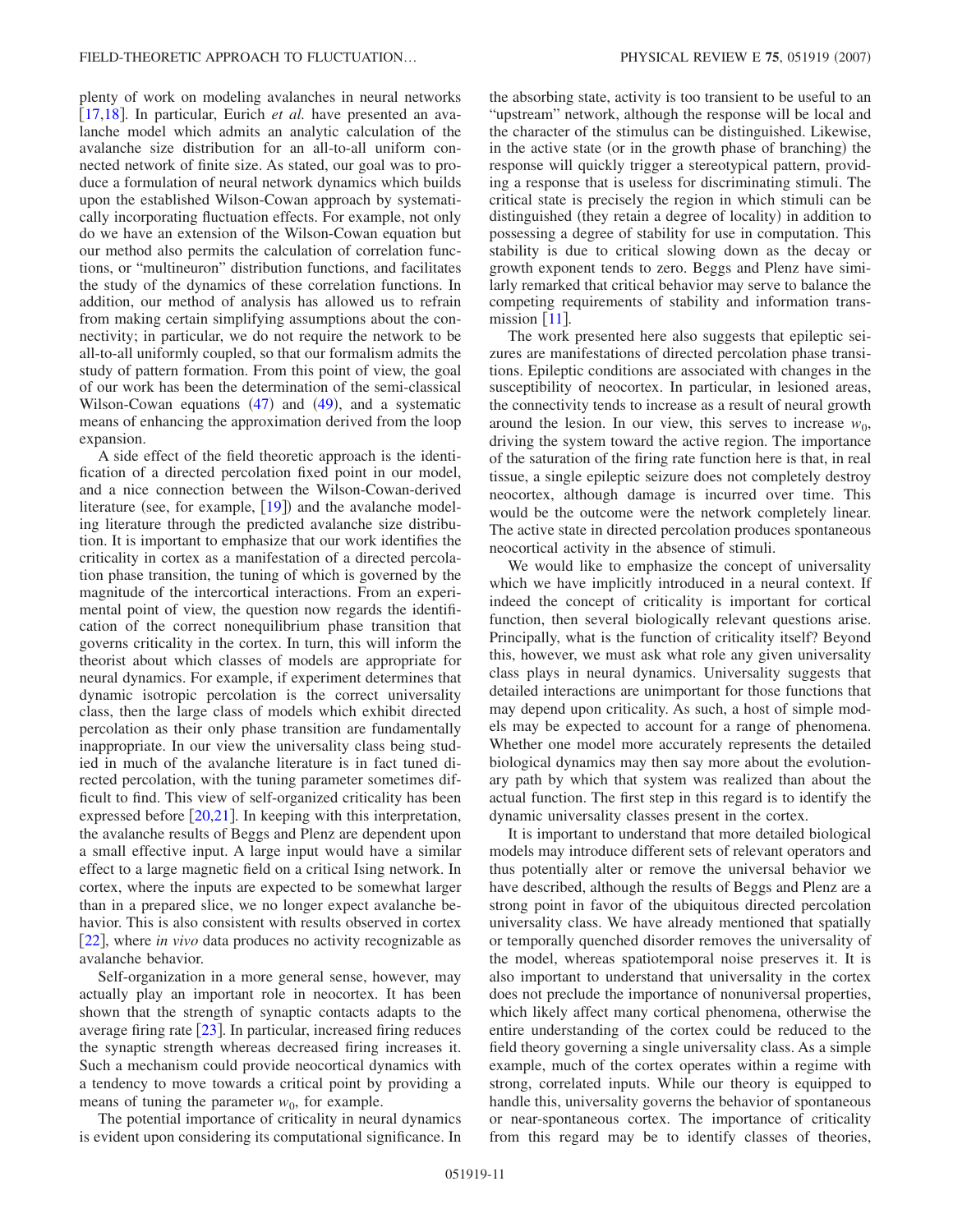plenty of work on modeling avalanches in neural networks [17,18]. In particular, Eurich *et al.* have presented an avalanche model which admits an analytic calculation of the avalanche size distribution for an all-to-all uniform connected network of finite size. As stated, our goal was to produce a formulation of neural network dynamics which builds upon the established Wilson-Cowan approach by systematically incorporating fluctuation effects. For example, not only do we have an extension of the Wilson-Cowan equation but our method also permits the calculation of correlation functions, or "multineuron" distribution functions, and facilitates the study of the dynamics of these correlation functions. In addition, our method of analysis has allowed us to refrain from making certain simplifying assumptions about the connectivity; in particular, we do not require the network to be all-to-all uniformly coupled, so that our formalism admits the study of pattern formation. From this point of view, the goal of our work has been the determination of the semi-classical Wilson-Cowan equations (47) and (49), and a systematic means of enhancing the approximation derived from the loop expansion.

A side effect of the field theoretic approach is the identification of a directed percolation fixed point in our model, and a nice connection between the Wilson-Cowan-derived literature (see, for example, [19]) and the avalanche modeling literature through the predicted avalanche size distribution. It is important to emphasize that our work identifies the criticality in cortex as a manifestation of a directed percolation phase transition, the tuning of which is governed by the magnitude of the intercortical interactions. From an experimental point of view, the question now regards the identification of the correct nonequilibrium phase transition that governs criticality in the cortex. In turn, this will inform the theorist about which classes of models are appropriate for neural dynamics. For example, if experiment determines that dynamic isotropic percolation is the correct universality class, then the large class of models which exhibit directed percolation as their only phase transition are fundamentally inappropriate. In our view the universality class being studied in much of the avalanche literature is in fact tuned directed percolation, with the tuning parameter sometimes difficult to find. This view of self-organized criticality has been expressed before [20,21]. In keeping with this interpretation, the avalanche results of Beggs and Plenz are dependent upon a small effective input. A large input would have a similar effect to a large magnetic field on a critical Ising network. In cortex, where the inputs are expected to be somewhat larger than in a prepared slice, we no longer expect avalanche behavior. This is also consistent with results observed in cortex [22], where *in vivo* data produces no activity recognizable as avalanche behavior.

Self-organization in a more general sense, however, may actually play an important role in neocortex. It has been shown that the strength of synaptic contacts adapts to the average firing rate [23]. In particular, increased firing reduces the synaptic strength whereas decreased firing increases it. Such a mechanism could provide neocortical dynamics with a tendency to move towards a critical point by providing a means of tuning the parameter $w_0$, for example.

The potential importance of criticality in neural dynamics is evident upon considering its computational significance. In the absorbing state, activity is too transient to be useful to an "upstream" network, although the response will be local and the character of the stimulus can be distinguished. Likewise, in the active state (or in the growth phase of branching) the response will quickly trigger a stereotypical pattern, providing a response that is useless for discriminating stimuli. The critical state is precisely the region in which stimuli can be distinguished (they retain a degree of locality) in addition to possessing a degree of stability for use in computation. This stability is due to critical slowing down as the decay or growth exponent tends to zero. Beggs and Plenz have similarly remarked that critical behavior may serve to balance the competing requirements of stability and information transmission [11].

The work presented here also suggests that epileptic seizures are manifestations of directed percolation phase transitions. Epileptic conditions are associated with changes in the susceptibility of neocortex. In particular, in lesioned areas, the connectivity tends to increase as a result of neural growth around the lesion. In our view, this serves to increase $w_0$, driving the system toward the active region. The importance of the saturation of the firing rate function here is that, in real tissue, a single epileptic seizure does not completely destroy neocortex, although damage is incurred over time. This would be the outcome were the network completely linear. The active state in directed percolation produces spontaneous neocortical activity in the absence of stimuli.

We would like to emphasize the concept of universality which we have implicitly introduced in a neural context. If indeed the concept of criticality is important for cortical function, then several biologically relevant questions arise. Principally, what is the function of criticality itself? Beyond this, however, we must ask what role any given universality class plays in neural dynamics. Universality suggests that detailed interactions are unimportant for those functions that may depend upon criticality. As such, a host of simple models may be expected to account for a range of phenomena. Whether one model more accurately represents the detailed biological dynamics may then say more about the evolutionary path by which that system was realized than about the actual function. The first step in this regard is to identify the dynamic universality classes present in the cortex.

It is important to understand that more detailed biological models may introduce different sets of relevant operators and thus potentially alter or remove the universal behavior we have described, although the results of Beggs and Plenz are a strong point in favor of the ubiquitous directed percolation universality class. We have already mentioned that spatially or temporally quenched disorder removes the universality of the model, whereas spatiotemporal noise preserves it. It is also important to understand that universality in the cortex does not preclude the importance of nonuniversal properties, which likely affect many cortical phenomena, otherwise the entire understanding of the cortex could be reduced to the field theory governing a single universality class. As a simple example, much of the cortex operates within a regime with strong, correlated inputs. While our theory is equipped to handle this, universality governs the behavior of spontaneous or near-spontaneous cortex. The importance of criticality from this regard may be to identify classes of theories,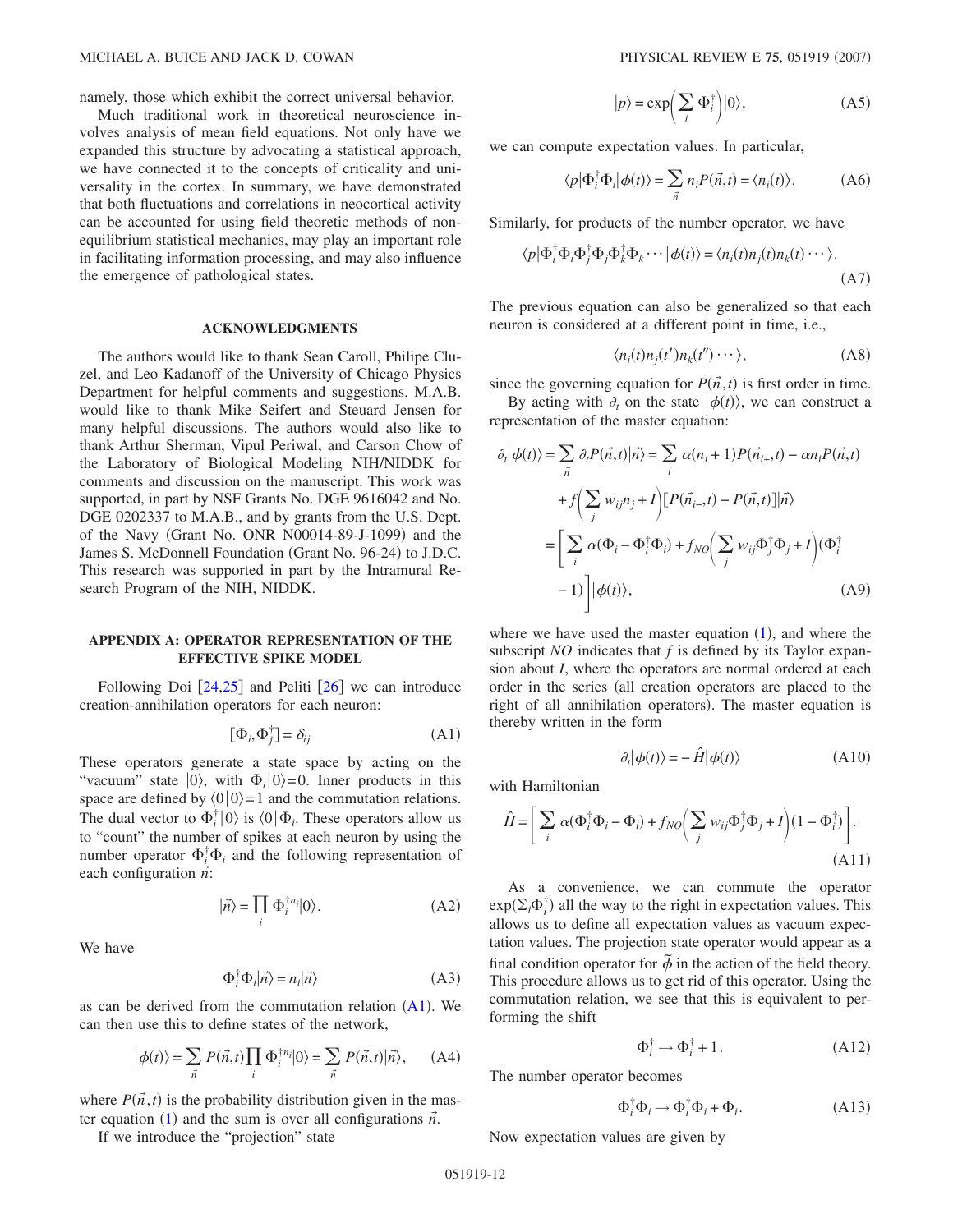namely, those which exhibit the correct universal behavior.

Much traditional work in theoretical neuroscience involves analysis of mean field equations. Not only have we expanded this structure by advocating a statistical approach, we have connected it to the concepts of criticality and universality in the cortex. In summary, we have demonstrated that both fluctuations and correlations in neocortical activity can be accounted for using field theoretic methods of nonequilibrium statistical mechanics, may play an important role in facilitating information processing, and may also influence the emergence of pathological states.

## ACKNOWLEDGMENTS

The authors would like to thank Sean Caroll, Philipe Cluzel, and Leo Kadanoff of the University of Chicago Physics Department for helpful comments and suggestions. M.A.B. would like to thank Mike Seifert and Steuard Jensen for many helpful discussions. The authors would also like to thank Arthur Sherman, Vipul Periwal, and Carson Chow of the Laboratory of Biological Modeling NIH/NIDDK for comments and discussion on the manuscript. This work was supported, in part by NSF Grants No. DGE 9616042 and No. DGE 0202337 to M.A.B., and by grants from the U.S. Dept. of the Navy (Grant No. ONR N00014-89-J-1099) and the James S. McDonnell Foundation (Grant No. 96-24) to J.D.C. This research was supported in part by the Intramural Research Program of the NIH, NIDDK.

## APPENDIX A: OPERATOR REPRESENTATION OF THE EFFECTIVE SPIKE MODEL

Following Doi [24,25] and Peliti [26] we can introduce creation-annihilation operators for each neuron:

$$[\Phi_i, \Phi_j^\dagger] = \delta_{ij} \tag{A1}$$

These operators generate a state space by acting on the "vacuum" state $|0\rangle$, with $\Phi_i|0\rangle = 0$. Inner products in this space are defined by $\langle 0|0\rangle = 1$ and the commutation relations. The dual vector to $\Phi_i^\dagger|0\rangle$ is $\langle 0|\Phi_i$. These operators allow us to "count" the number of spikes at each neuron by using the number operator $\Phi_i^\dagger\Phi_i$ and the following representation of each configuration $\vec{n}$:

$$|\vec{n}\rangle = \prod_i \Phi_i^{\dagger n_i}|0\rangle. \tag{A2}$$

We have

$$\Phi_i^\dagger\Phi_i|\vec{n}\rangle = n_i|\vec{n}\rangle \tag{A3}$$

as can be derived from the commutation relation (A1). We can then use this to define states of the network,

$$|\phi(t)\rangle = \sum_{\vec{n}} P(\vec{n},t)\prod_i \Phi_i^{\dagger n_i}|0\rangle = \sum_{\vec{n}} P(\vec{n},t)|\vec{n}\rangle, \tag{A4}$$

where $P(\vec{n},t)$ is the probability distribution given in the master equation (1) and the sum is over all configurations $\vec{n}$.

If we introduce the "projection" state

$$|p\rangle = \exp\left(\sum_i \Phi_i^\dagger\right)|0\rangle, \tag{A5}$$

we can compute expectation values. In particular,

$$\langle p|\Phi_i^\dagger\Phi_i|\phi(t)\rangle = \sum_{\vec{n}} n_i P(\vec{n},t) = \langle n_i(t)\rangle. \tag{A6}$$

Similarly, for products of the number operator, we have

$$\langle p|\Phi_i^\dagger\Phi_i\Phi_j^\dagger\Phi_j\Phi_k^\dagger\Phi_k\cdots|\phi(t)\rangle = \langle n_i(t)n_j(t)n_k(t)\cdots\rangle. \tag{A7}$$

The previous equation can also be generalized so that each neuron is considered at a different point in time, i.e.,

$$\langle n_i(t)n_j(t')n_k(t'')\cdots\rangle, \tag{A8}$$

since the governing equation for $P(\vec{n},t)$ is first order in time.

By acting with $\partial_t$ on the state $|\phi(t)\rangle$, we can construct a representation of the master equation:

$$\begin{aligned}\partial_t|\phi(t)\rangle &= \sum_{\vec{n}} \partial_t P(\vec{n},t)|\vec{n}\rangle = \sum_i \alpha(n_i+1)P(\vec{n}_{i+},t) - \alpha n_i P(\vec{n},t) \\ &\quad + f\left(\sum_j w_{ij}n_j + I\right)[P(\vec{n}_{i-},t) - P(\vec{n},t)]|\vec{n}\rangle \\ &= \left[\sum_i \alpha(\Phi_i - \Phi_i^\dagger\Phi_i) + f_{NO}\left(\sum_j w_{ij}\Phi_j^\dagger\Phi_j + I\right)(\Phi_i^\dagger - 1)\right]|\phi(t)\rangle,\end{aligned} \tag{A9}$$

where we have used the master equation (1), and where the subscript $NO$ indicates that $f$ is defined by its Taylor expansion about $I$, where the operators are normal ordered at each order in the series (all creation operators are placed to the right of all annihilation operators). The master equation is thereby written in the form

$$\partial_t|\phi(t)\rangle = -\hat{H}|\phi(t)\rangle \tag{A10}$$

with Hamiltonian

$$\hat{H} = \left[\sum_i \alpha(\Phi_i^\dagger\Phi_i - \Phi_i) + f_{NO}\left(\sum_j w_{ij}\Phi_j^\dagger\Phi_j + I\right)(1 - \Phi_i^\dagger)\right]. \tag{A11}$$

As a convenience, we can commute the operator $\exp(\sum_i \Phi_i^\dagger)$ all the way to the right in expectation values. This allows us to define all expectation values as vacuum expectation values. The projection state operator would appear as a final condition operator for $\tilde{\phi}$ in the action of the field theory. This procedure allows us to get rid of this operator. Using the commutation relation, we see that this is equivalent to performing the shift

$$\Phi_i^\dagger \to \Phi_i^\dagger + 1. \tag{A12}$$

The number operator becomes

$$\Phi_i^\dagger\Phi_i \to \Phi_i^\dagger\Phi_i + \Phi_i. \tag{A13}$$

Now expectation values are given by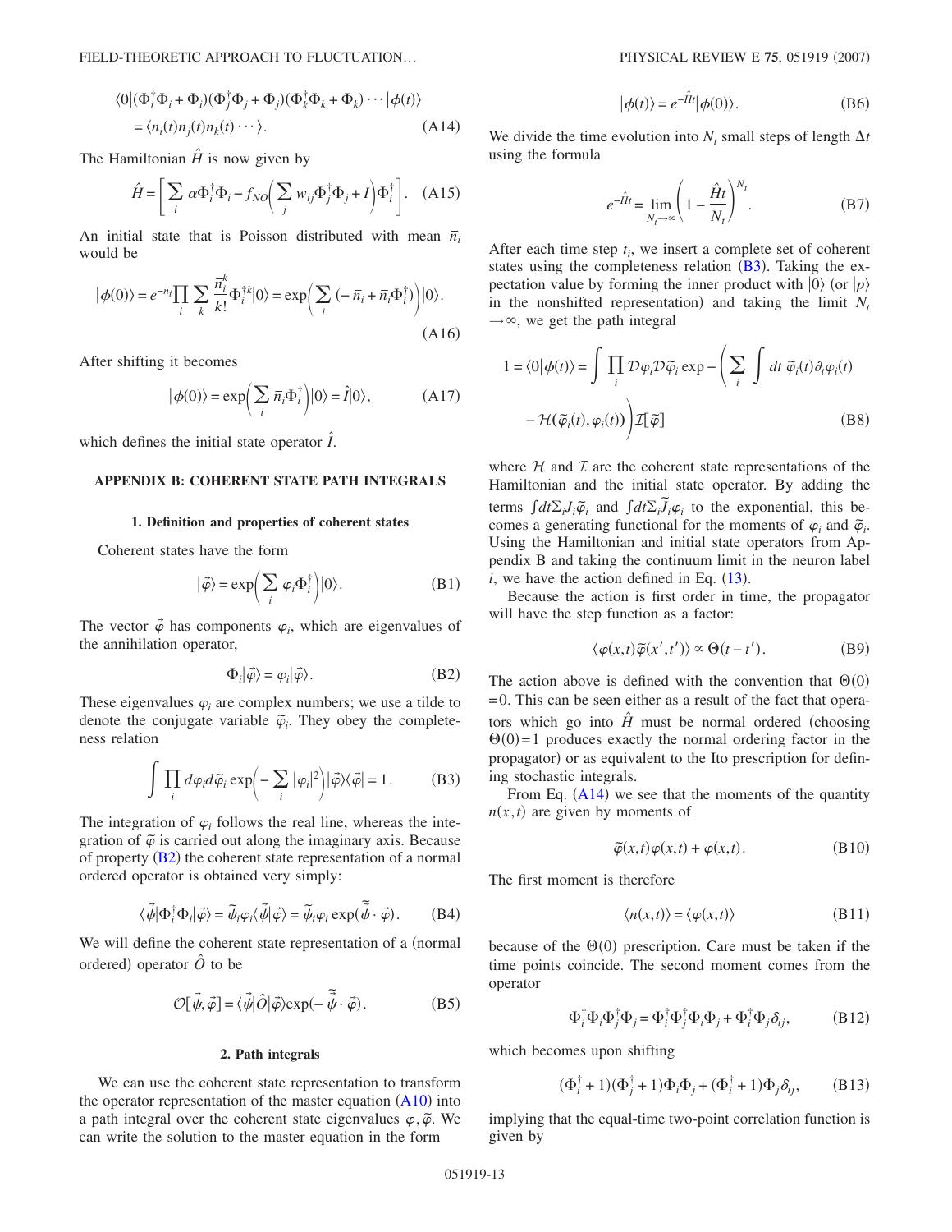$$\langle 0|(\Phi_i^\dagger\Phi_i+\Phi_i)(\Phi_j^\dagger\Phi_j+\Phi_j)(\Phi_k^\dagger\Phi_k+\Phi_k)\cdots|\phi(t)\rangle$$
$$=\langle n_i(t)n_j(t)n_k(t)\cdots\rangle. \tag{A14}$$

The Hamiltonian $\hat{H}$ is now given by

$$\hat{H}=\left[\sum_i \alpha\Phi_i^\dagger\Phi_i - f_{NO}\left(\sum_j w_{ij}\Phi_j^\dagger\Phi_j + I\right)\Phi_i^\dagger\right]. \tag{A15}$$

An initial state that is Poisson distributed with mean $\bar{n}_i$ would be

$$|\phi(0)\rangle = e^{-\bar{n}_i}\prod_i\sum_k \frac{\bar{n}_i^k}{k!}\Phi_i^{\dagger k}|0\rangle = \exp\left(\sum_i(-\bar{n}_i+\bar{n}_i\Phi_i^\dagger)\right)|0\rangle. \tag{A16}$$

After shifting it becomes

$$|\phi(0)\rangle = \exp\left(\sum_i \bar{n}_i\Phi_i^\dagger\right)|0\rangle = \hat{I}|0\rangle, \tag{A17}$$

which defines the initial state operator $\hat{I}$.

## APPENDIX B: COHERENT STATE PATH INTEGRALS

### 1. Definition and properties of coherent states

Coherent states have the form

$$|\vec{\varphi}\rangle = \exp\left(\sum_i \varphi_i\Phi_i^\dagger\right)|0\rangle. \tag{B1}$$

The vector $\vec{\varphi}$ has components $\varphi_i$, which are eigenvalues of the annihilation operator,

$$\Phi_i|\vec{\varphi}\rangle = \varphi_i|\vec{\varphi}\rangle. \tag{B2}$$

These eigenvalues $\varphi_i$ are complex numbers; we use a tilde to denote the conjugate variable $\tilde{\varphi}_i$. They obey the completeness relation

$$\int\prod_i d\varphi_i d\tilde{\varphi}_i \exp\left(-\sum_i|\varphi_i|^2\right)|\vec{\varphi}\rangle\langle\vec{\varphi}| = 1. \tag{B3}$$

The integration of $\varphi_i$ follows the real line, whereas the integration of $\tilde{\varphi}$ is carried out along the imaginary axis. Because of property (B2) the coherent state representation of a normal ordered operator is obtained very simply:

$$\langle\vec{\psi}|\Phi_i^\dagger\Phi_i|\vec{\varphi}\rangle = \tilde{\psi}_i\varphi_i\langle\vec{\psi}|\vec{\varphi}\rangle = \tilde{\psi}_i\varphi_i\exp(\tilde{\vec{\psi}}\cdot\vec{\varphi}). \tag{B4}$$

We will define the coherent state representation of a (normal ordered) operator $\hat{O}$ to be

$$\mathcal{O}[\vec{\psi},\vec{\varphi}] = \langle\vec{\psi}|\hat{O}|\vec{\varphi}\rangle\exp(-\tilde{\vec{\psi}}\cdot\vec{\varphi}). \tag{B5}$$

### 2. Path integrals

We can use the coherent state representation to transform the operator representation of the master equation (A10) into a path integral over the coherent state eigenvalues $\varphi,\tilde{\varphi}$. We can write the solution to the master equation in the form

$$|\phi(t)\rangle = e^{-\hat{H}t}|\phi(0)\rangle. \tag{B6}$$

We divide the time evolution into $N_t$ small steps of length $\Delta t$ using the formula

$$e^{-\hat{H}t} = \lim_{N_t\to\infty}\left(1-\frac{\hat{H}t}{N_t}\right)^{N_t}. \tag{B7}$$

After each time step $t_i$, we insert a complete set of coherent states using the completeness relation (B3). Taking the expectation value by forming the inner product with $\langle 0|$ (or $|p\rangle$ in the nonshifted representation) and taking the limit $N_t\to\infty$, we get the path integral

$$1=\langle 0|\phi(t)\rangle = \int\prod_i\mathcal{D}\varphi_i\mathcal{D}\tilde{\varphi}_i\exp-\left(\sum_i\int dt\,\tilde{\varphi}_i(t)\partial_t\varphi_i(t) - \mathcal{H}(\tilde{\varphi}_i(t),\varphi_i(t))\right)\mathcal{I}[\tilde{\varphi}] \tag{B8}$$

where $\mathcal{H}$ and $\mathcal{I}$ are the coherent state representations of the Hamiltonian and the initial state operator. By adding the terms $\int dt\Sigma_i J_i\tilde{\varphi}_i$ and $\int dt\Sigma_i\tilde{J}_i\varphi_i$ to the exponential, this becomes a generating functional for the moments of $\varphi_i$ and $\tilde{\varphi}_i$. Using the Hamiltonian and initial state operators from Appendix B and taking the continuum limit in the neuron label $i$, we have the action defined in Eq. (13).

Because the action is first order in time, the propagator will have the step function as a factor:

$$\langle\varphi(x,t)\tilde{\varphi}(x',t')\rangle \propto \Theta(t-t'). \tag{B9}$$

The action above is defined with the convention that $\Theta(0)=0$. This can be seen either as a result of the fact that operators which go into $\hat{H}$ must be normal ordered (choosing $\Theta(0)=1$ produces exactly the normal ordering factor in the propagator) or as equivalent to the Ito prescription for defining stochastic integrals.

From Eq. (A14) we see that the moments of the quantity $n(x,t)$ are given by moments of

$$\tilde{\varphi}(x,t)\varphi(x,t)+\varphi(x,t). \tag{B10}$$

The first moment is therefore

$$\langle n(x,t)\rangle = \langle\varphi(x,t)\rangle \tag{B11}$$

because of the $\Theta(0)$ prescription. Care must be taken if the time points coincide. The second moment comes from the operator

$$\Phi_i^\dagger\Phi_i\Phi_j^\dagger\Phi_j = \Phi_i^\dagger\Phi_j^\dagger\Phi_i\Phi_j + \Phi_i^\dagger\Phi_j\delta_{ij}, \tag{B12}$$

which becomes upon shifting

$$(\Phi_i^\dagger+1)(\Phi_j^\dagger+1)\Phi_i\Phi_j + (\Phi_i^\dagger+1)\Phi_j\delta_{ij}, \tag{B13}$$

implying that the equal-time two-point correlation function is given by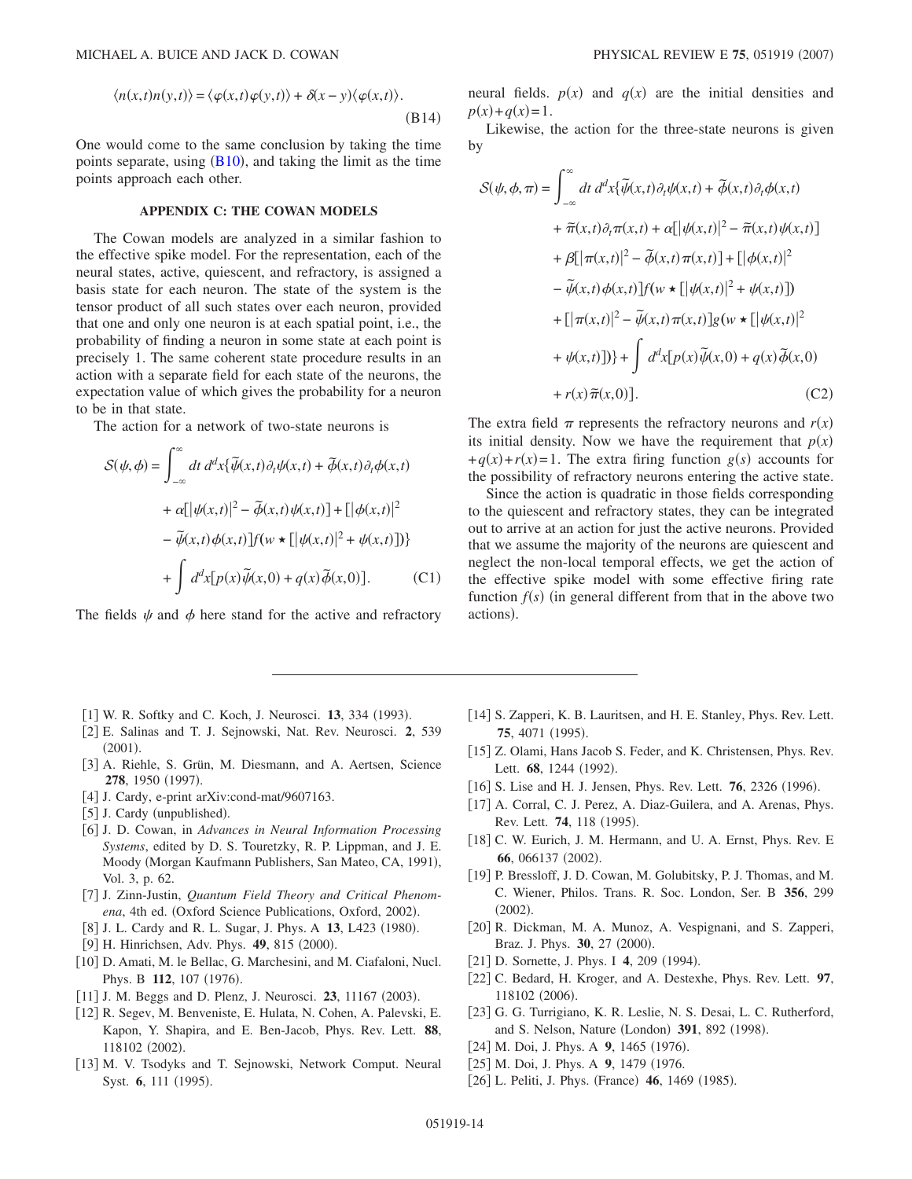$$\langle n(x,t)n(y,t)\rangle = \langle \varphi(x,t)\varphi(y,t)\rangle + \delta(x-y)\langle \varphi(x,t)\rangle . \tag{B14}$$

One would come to the same conclusion by taking the time points separate, using (B10), and taking the limit as the time points approach each other.

### APPENDIX C: THE COWAN MODELS

The Cowan models are analyzed in a similar fashion to the effective spike model. For the representation, each of the neural states, active, quiescent, and refractory, is assigned a basis state for each neuron. The state of the system is the tensor product of all such states over each neuron, provided that one and only one neuron is at each spatial point, i.e., the probability of finding a neuron in some state at each point is precisely 1. The same coherent state procedure results in an action with a separate field for each state of the neurons, the expectation value of which gives the probability for a neuron to be in that state.

The action for a network of two-state neurons is

$$\begin{aligned}\mathcal{S}(\psi,\phi) = \int_{-\infty}^{\infty} dt\, d^d x \{ & \tilde{\psi}(x,t)\partial_t \psi(x,t) + \tilde{\phi}(x,t)\partial_t \phi(x,t) \\ & + \alpha[|\psi(x,t)|^2 - \tilde{\phi}(x,t)\psi(x,t)] + [|\phi(x,t)|^2 \\ & - \tilde{\psi}(x,t)\phi(x,t)] f(w \star [|\psi(x,t)|^2 + \psi(x,t)]) \} \\ & + \int d^d x [p(x)\tilde{\psi}(x,0) + q(x)\tilde{\phi}(x,0)]. \end{aligned} \tag{C1}$$

The fields $\psi$ and $\phi$ here stand for the active and refractory neural fields. $p(x)$ and $q(x)$ are the initial densities and $p(x)+q(x)=1$.

Likewise, the action for the three-state neurons is given by

$$\begin{aligned}\mathcal{S}(\psi,\phi,\pi) = \int_{-\infty}^{\infty} dt\, d^d x \{ & \tilde{\psi}(x,t)\partial_t \psi(x,t) + \tilde{\phi}(x,t)\partial_t \phi(x,t) \\ & + \tilde{\pi}(x,t)\partial_t \pi(x,t) + \alpha[|\psi(x,t)|^2 - \tilde{\pi}(x,t)\psi(x,t)] \\ & + \beta[|\pi(x,t)|^2 - \tilde{\phi}(x,t)\pi(x,t)] + [|\phi(x,t)|^2 \\ & - \tilde{\psi}(x,t)\phi(x,t)] f(w \star [|\psi(x,t)|^2 + \psi(x,t)]) \\ & + [|\pi(x,t)|^2 - \tilde{\psi}(x,t)\pi(x,t)] g(w \star [|\psi(x,t)|^2 \\ & + \psi(x,t)]) \} + \int d^d x [p(x)\tilde{\psi}(x,0) + q(x)\tilde{\phi}(x,0) \\ & + r(x)\tilde{\pi}(x,0)]. \end{aligned} \tag{C2}$$

The extra field $\pi$ represents the refractory neurons and $r(x)$ its initial density. Now we have the requirement that $p(x)+q(x)+r(x)=1$. The extra firing function $g(s)$ accounts for the possibility of refractory neurons entering the active state.

Since the action is quadratic in those fields corresponding to the quiescent and refractory states, they can be integrated out to arrive at an action for just the active neurons. Provided that we assume the majority of the neurons are quiescent and neglect the non-local temporal effects, we get the action of the effective spike model with some effective firing rate function $f(s)$ (in general different from that in the above two actions).

---

[1] W. R. Softky and C. Koch, J. Neurosci. **13**, 334 (1993).
[2] E. Salinas and T. J. Sejnowski, Nat. Rev. Neurosci. **2**, 539 (2001).
[3] A. Riehle, S. Grün, M. Diesmann, and A. Aertsen, Science **278**, 1950 (1997).
[4] J. Cardy, e-print arXiv:cond-mat/9607163.
[5] J. Cardy (unpublished).
[6] J. D. Cowan, in *Advances in Neural Information Processing Systems*, edited by D. S. Touretzky, R. P. Lippman, and J. E. Moody (Morgan Kaufmann Publishers, San Mateo, CA, 1991), Vol. 3, p. 62.
[7] J. Zinn-Justin, *Quantum Field Theory and Critical Phenomena*, 4th ed. (Oxford Science Publications, Oxford, 2002).
[8] J. L. Cardy and R. L. Sugar, J. Phys. A **13**, L423 (1980).
[9] H. Hinrichsen, Adv. Phys. **49**, 815 (2000).
[10] D. Amati, M. le Bellac, G. Marchesini, and M. Ciafaloni, Nucl. Phys. B **112**, 107 (1976).
[11] J. M. Beggs and D. Plenz, J. Neurosci. **23**, 11167 (2003).
[12] R. Segev, M. Benveniste, E. Hulata, N. Cohen, A. Palevski, E. Kapon, Y. Shapira, and E. Ben-Jacob, Phys. Rev. Lett. **88**, 118102 (2002).
[13] M. V. Tsodyks and T. Sejnowski, Network Comput. Neural Syst. **6**, 111 (1995).
[14] S. Zapperi, K. B. Lauritsen, and H. E. Stanley, Phys. Rev. Lett. **75**, 4071 (1995).
[15] Z. Olami, Hans Jacob S. Feder, and K. Christensen, Phys. Rev. Lett. **68**, 1244 (1992).
[16] S. Lise and H. J. Jensen, Phys. Rev. Lett. **76**, 2326 (1996).
[17] A. Corral, C. J. Perez, A. Diaz-Guilera, and A. Arenas, Phys. Rev. Lett. **74**, 118 (1995).
[18] C. W. Eurich, J. M. Hermann, and U. A. Ernst, Phys. Rev. E **66**, 066137 (2002).
[19] P. Bressloff, J. D. Cowan, M. Golubitsky, P. J. Thomas, and M. C. Wiener, Philos. Trans. R. Soc. London, Ser. B **356**, 299 (2002).
[20] R. Dickman, M. A. Munoz, A. Vespignani, and S. Zapperi, Braz. J. Phys. **30**, 27 (2000).
[21] D. Sornette, J. Phys. I **4**, 209 (1994).
[22] C. Bedard, H. Kroger, and A. Destexhe, Phys. Rev. Lett. **97**, 118102 (2006).
[23] G. G. Turrigiano, K. R. Leslie, N. S. Desai, L. C. Rutherford, and S. Nelson, Nature (London) **391**, 892 (1998).
[24] M. Doi, J. Phys. A **9**, 1465 (1976).
[25] M. Doi, J. Phys. A **9**, 1479 (1976.
[26] L. Peliti, J. Phys. (France) **46**, 1469 (1985).